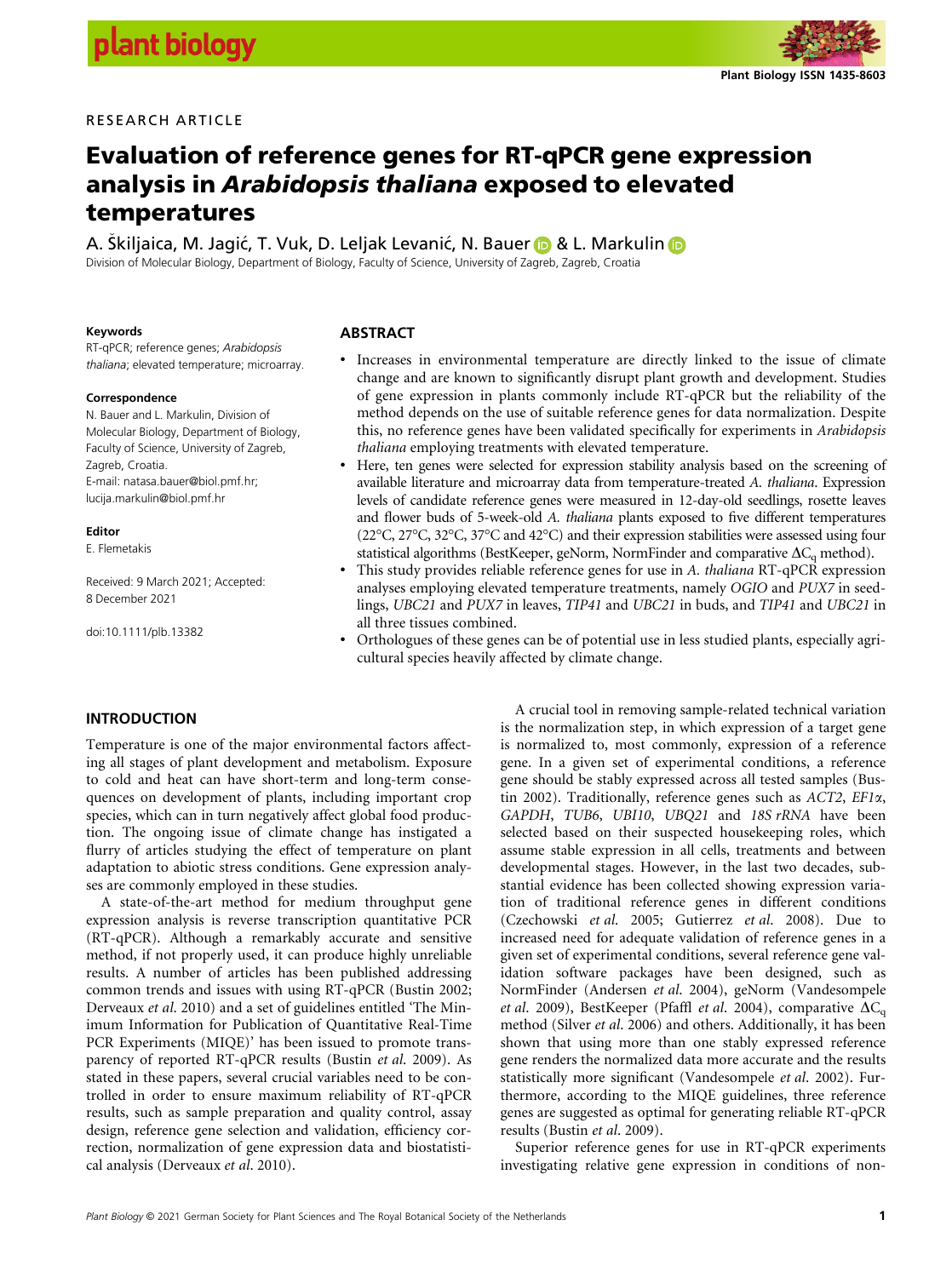RESEARCH ARTICLE

# Evaluation of reference genes for RT-qPCR gene expression analysis in *Arabidopsis thaliana* exposed to elevated temperatures

A. Škiljaica, M. Jagić, T. Vuk, D. Leljak Levanić, N. Bauer & L. Markulin

Division of Molecular Biology, Department of Biology, Faculty of Science, University of Zagreb, Zagreb, Croatia

**Keywords**

RT-qPCR; reference genes; *Arabidopsis thaliana*; elevated temperature; microarray.

**Correspondence**

N. Bauer and L. Markulin, Division of Molecular Biology, Department of Biology, Faculty of Science, University of Zagreb, Zagreb, Croatia.
E-mail: natasa.bauer@biol.pmf.hr; lucija.markulin@biol.pmf.hr

**Editor**

E. Flemetakis

Received: 9 March 2021; Accepted: 8 December 2021

doi:10.1111/plb.13382

## ABSTRACT

- Increases in environmental temperature are directly linked to the issue of climate change and are known to significantly disrupt plant growth and development. Studies of gene expression in plants commonly include RT-qPCR but the reliability of the method depends on the use of suitable reference genes for data normalization. Despite this, no reference genes have been validated specifically for experiments in *Arabidopsis thaliana* employing treatments with elevated temperature.
- Here, ten genes were selected for expression stability analysis based on the screening of available literature and microarray data from temperature-treated *A. thaliana*. Expression levels of candidate reference genes were measured in 12-day-old seedlings, rosette leaves and flower buds of 5-week-old *A. thaliana* plants exposed to five different temperatures (22°C, 27°C, 32°C, 37°C and 42°C) and their expression stabilities were assessed using four statistical algorithms (BestKeeper, geNorm, NormFinder and comparative $\Delta C_q$ method).
- This study provides reliable reference genes for use in *A. thaliana* RT-qPCR expression analyses employing elevated temperature treatments, namely *OGIO* and *PUX7* in seedlings, *UBC21* and *PUX7* in leaves, *TIP41* and *UBC21* in buds, and *TIP41* and *UBC21* in all three tissues combined.
- Orthologues of these genes can be of potential use in less studied plants, especially agricultural species heavily affected by climate change.

## INTRODUCTION

Temperature is one of the major environmental factors affecting all stages of plant development and metabolism. Exposure to cold and heat can have short-term and long-term consequences on development of plants, including important crop species, which can in turn negatively affect global food production. The ongoing issue of climate change has instigated a flurry of articles studying the effect of temperature on plant adaptation to abiotic stress conditions. Gene expression analyses are commonly employed in these studies.

A state-of-the-art method for medium throughput gene expression analysis is reverse transcription quantitative PCR (RT-qPCR). Although a remarkably accurate and sensitive method, if not properly used, it can produce highly unreliable results. A number of articles has been published addressing common trends and issues with using RT-qPCR (Bustin 2002; Derveaux *et al.* 2010) and a set of guidelines entitled 'The Minimum Information for Publication of Quantitative Real-Time PCR Experiments (MIQE)' has been issued to promote transparency of reported RT-qPCR results (Bustin *et al.* 2009). As stated in these papers, several crucial variables need to be controlled in order to ensure maximum reliability of RT-qPCR results, such as sample preparation and quality control, assay design, reference gene selection and validation, efficiency correction, normalization of gene expression data and biostatistical analysis (Derveaux *et al.* 2010).

A crucial tool in removing sample-related technical variation is the normalization step, in which expression of a target gene is normalized to, most commonly, expression of a reference gene. In a given set of experimental conditions, a reference gene should be stably expressed across all tested samples (Bustin 2002). Traditionally, reference genes such as *ACT2*, *EF1α*, *GAPDH*, *TUB6*, *UBI10*, *UBQ21* and *18S rRNA* have been selected based on their suspected housekeeping roles, which assume stable expression in all cells, treatments and between developmental stages. However, in the last two decades, substantial evidence has been collected showing expression variation of traditional reference genes in different conditions (Czechowski *et al.* 2005; Gutierrez *et al.* 2008). Due to increased need for adequate validation of reference genes in a given set of experimental conditions, several reference gene validation software packages have been designed, such as NormFinder (Andersen *et al.* 2004), geNorm (Vandesompele *et al.* 2009), BestKeeper (Pfaffl *et al.* 2004), comparative $\Delta C_q$ method (Silver *et al.* 2006) and others. Additionally, it has been shown that using more than one stably expressed reference gene renders the normalized data more accurate and the results statistically more significant (Vandesompele *et al.* 2002). Furthermore, according to the MIQE guidelines, three reference genes are suggested as optimal for generating reliable RT-qPCR results (Bustin *et al.* 2009).

Superior reference genes for use in RT-qPCR experiments investigating relative gene expression in conditions of non-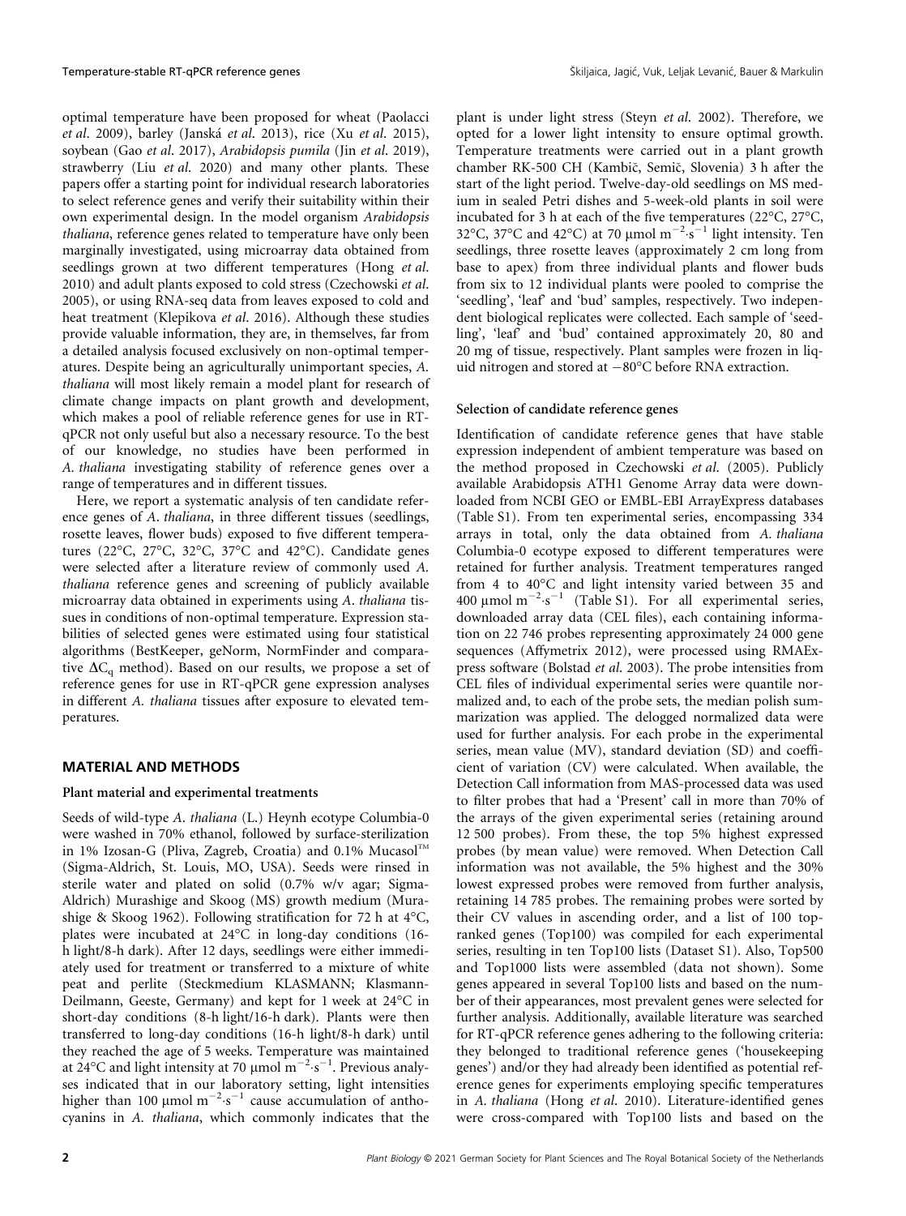optimal temperature have been proposed for wheat (Paolacci *et al.* 2009), barley (Janská *et al.* 2013), rice (Xu *et al.* 2015), soybean (Gao *et al.* 2017), *Arabidopsis pumila* (Jin *et al.* 2019), strawberry (Liu *et al.* 2020) and many other plants. These papers offer a starting point for individual research laboratories to select reference genes and verify their suitability within their own experimental design. In the model organism *Arabidopsis thaliana*, reference genes related to temperature have only been marginally investigated, using microarray data obtained from seedlings grown at two different temperatures (Hong *et al.* 2010) and adult plants exposed to cold stress (Czechowski *et al.* 2005), or using RNA-seq data from leaves exposed to cold and heat treatment (Klepikova *et al.* 2016). Although these studies provide valuable information, they are, in themselves, far from a detailed analysis focused exclusively on non-optimal temperatures. Despite being an agriculturally unimportant species, *A. thaliana* will most likely remain a model plant for research of climate change impacts on plant growth and development, which makes a pool of reliable reference genes for use in RT-qPCR not only useful but also a necessary resource. To the best of our knowledge, no studies have been performed in *A. thaliana* investigating stability of reference genes over a range of temperatures and in different tissues.

Here, we report a systematic analysis of ten candidate reference genes of *A. thaliana*, in three different tissues (seedlings, rosette leaves, flower buds) exposed to five different temperatures (22°C, 27°C, 32°C, 37°C and 42°C). Candidate genes were selected after a literature review of commonly used *A. thaliana* reference genes and screening of publicly available microarray data obtained in experiments using *A. thaliana* tissues in conditions of non-optimal temperature. Expression stabilities of selected genes were estimated using four statistical algorithms (BestKeeper, geNorm, NormFinder and comparative $\Delta C_q$ method). Based on our results, we propose a set of reference genes for use in RT-qPCR gene expression analyses in different *A. thaliana* tissues after exposure to elevated temperatures.

## MATERIAL AND METHODS

### Plant material and experimental treatments

Seeds of wild-type *A. thaliana* (L.) Heynh ecotype Columbia-0 were washed in 70% ethanol, followed by surface-sterilization in 1% Izosan-G (Pliva, Zagreb, Croatia) and 0.1% Mucasol™ (Sigma-Aldrich, St. Louis, MO, USA). Seeds were rinsed in sterile water and plated on solid (0.7% w/v agar; Sigma-Aldrich) Murashige and Skoog (MS) growth medium (Murashige & Skoog 1962). Following stratification for 72 h at 4°C, plates were incubated at 24°C in long-day conditions (16-h light/8-h dark). After 12 days, seedlings were either immediately used for treatment or transferred to a mixture of white peat and perlite (Steckmedium KLASMANN; Klasmann-Deilmann, Geeste, Germany) and kept for 1 week at 24°C in short-day conditions (8-h light/16-h dark). Plants were then transferred to long-day conditions (16-h light/8-h dark) until they reached the age of 5 weeks. Temperature was maintained at 24°C and light intensity at 70 $\mu mol\ m^{-2} \cdot s^{-1}$. Previous analyses indicated that in our laboratory setting, light intensities higher than 100 $\mu mol\ m^{-2} \cdot s^{-1}$ cause accumulation of anthocyanins in *A. thaliana*, which commonly indicates that the plant is under light stress (Steyn *et al.* 2002). Therefore, we opted for a lower light intensity to ensure optimal growth. Temperature treatments were carried out in a plant growth chamber RK-500 CH (Kambič, Semič, Slovenia) 3 h after the start of the light period. Twelve-day-old seedlings on MS medium in sealed Petri dishes and 5-week-old plants in soil were incubated for 3 h at each of the five temperatures (22°C, 27°C, 32°C, 37°C and 42°C) at 70 $\mu mol\ m^{-2} \cdot s^{-1}$ light intensity. Ten seedlings, three rosette leaves (approximately 2 cm long from base to apex) from three individual plants and flower buds from six to 12 individual plants were pooled to comprise the 'seedling', 'leaf' and 'bud' samples, respectively. Two independent biological replicates were collected. Each sample of 'seedling', 'leaf' and 'bud' contained approximately 20, 80 and 20 mg of tissue, respectively. Plant samples were frozen in liquid nitrogen and stored at −80°C before RNA extraction.

### Selection of candidate reference genes

Identification of candidate reference genes that have stable expression independent of ambient temperature was based on the method proposed in Czechowski *et al.* (2005). Publicly available Arabidopsis ATH1 Genome Array data were downloaded from NCBI GEO or EMBL-EBI ArrayExpress databases (Table S1). From ten experimental series, encompassing 334 arrays in total, only the data obtained from *A. thaliana* Columbia-0 ecotype exposed to different temperatures were retained for further analysis. Treatment temperatures ranged from 4 to 40°C and light intensity varied between 35 and 400 $\mu mol\ m^{-2} \cdot s^{-1}$ (Table S1). For all experimental series, downloaded array data (CEL files), each containing information on 22 746 probes representing approximately 24 000 gene sequences (Affymetrix 2012), were processed using RMAExpress software (Bolstad *et al.* 2003). The probe intensities from CEL files of individual experimental series were quantile normalized and, to each of the probe sets, the median polish summarization was applied. The delogged normalized data were used for further analysis. For each probe in the experimental series, mean value (MV), standard deviation (SD) and coefficient of variation (CV) were calculated. When available, the Detection Call information from MAS-processed data was used to filter probes that had a 'Present' call in more than 70% of the arrays of the given experimental series (retaining around 12 500 probes). From these, the top 5% highest expressed probes (by mean value) were removed. When Detection Call information was not available, the 5% highest and the 30% lowest expressed probes were removed from further analysis, retaining 14 785 probes. The remaining probes were sorted by their CV values in ascending order, and a list of 100 top-ranked genes (Top100) was compiled for each experimental series, resulting in ten Top100 lists (Dataset S1). Also, Top500 and Top1000 lists were assembled (data not shown). Some genes appeared in several Top100 lists and based on the number of their appearances, most prevalent genes were selected for further analysis. Additionally, available literature was searched for RT-qPCR reference genes adhering to the following criteria: they belonged to traditional reference genes ('housekeeping genes') and/or they had already been identified as potential reference genes for experiments employing specific temperatures in *A. thaliana* (Hong *et al.* 2010). Literature-identified genes were cross-compared with Top100 lists and based on the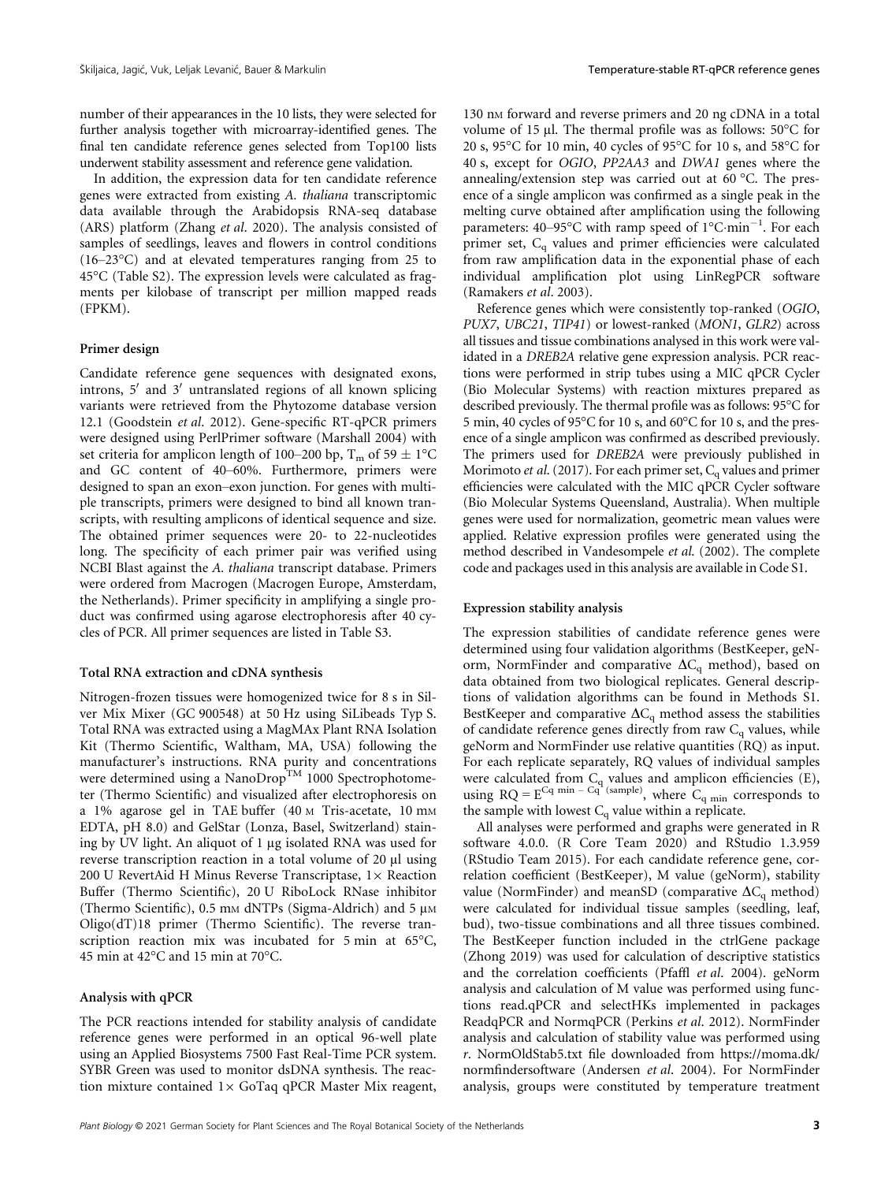number of their appearances in the 10 lists, they were selected for further analysis together with microarray-identified genes. The final ten candidate reference genes selected from Top100 lists underwent stability assessment and reference gene validation.

In addition, the expression data for ten candidate reference genes were extracted from existing *A. thaliana* transcriptomic data available through the Arabidopsis RNA-seq database (ARS) platform (Zhang *et al.* 2020). The analysis consisted of samples of seedlings, leaves and flowers in control conditions (16–23°C) and at elevated temperatures ranging from 25 to 45°C (Table S2). The expression levels were calculated as fragments per kilobase of transcript per million mapped reads (FPKM).

### Primer design

Candidate reference gene sequences with designated exons, introns, 5′ and 3′ untranslated regions of all known splicing variants were retrieved from the Phytozome database version 12.1 (Goodstein *et al.* 2012). Gene-specific RT-qPCR primers were designed using PerlPrimer software (Marshall 2004) with set criteria for amplicon length of 100–200 bp, $T_m$ of $59 \pm 1$°C and GC content of 40–60%. Furthermore, primers were designed to span an exon–exon junction. For genes with multiple transcripts, primers were designed to bind all known transcripts, with resulting amplicons of identical sequence and size. The obtained primer sequences were 20- to 22-nucleotides long. The specificity of each primer pair was verified using NCBI Blast against the *A. thaliana* transcript database. Primers were ordered from Macrogen (Macrogen Europe, Amsterdam, the Netherlands). Primer specificity in amplifying a single product was confirmed using agarose electrophoresis after 40 cycles of PCR. All primer sequences are listed in Table S3.

### Total RNA extraction and cDNA synthesis

Nitrogen-frozen tissues were homogenized twice for 8 s in Silver Mix Mixer (GC 900548) at 50 Hz using SiLibeads Typ S. Total RNA was extracted using a MagMAx Plant RNA Isolation Kit (Thermo Scientific, Waltham, MA, USA) following the manufacturer's instructions. RNA purity and concentrations were determined using a NanoDrop™ 1000 Spectrophotometer (Thermo Scientific) and visualized after electrophoresis on a 1% agarose gel in TAE buffer (40 M Tris-acetate, 10 mM EDTA, pH 8.0) and GelStar (Lonza, Basel, Switzerland) staining by UV light. An aliquot of 1 µg isolated RNA was used for reverse transcription reaction in a total volume of 20 µl using 200 U RevertAid H Minus Reverse Transcriptase, 1× Reaction Buffer (Thermo Scientific), 20 U RiboLock RNase inhibitor (Thermo Scientific), 0.5 mM dNTPs (Sigma-Aldrich) and 5 µM Oligo(dT)18 primer (Thermo Scientific). The reverse transcription reaction mix was incubated for 5 min at 65°C, 45 min at 42°C and 15 min at 70°C.

### Analysis with qPCR

The PCR reactions intended for stability analysis of candidate reference genes were performed in an optical 96-well plate using an Applied Biosystems 7500 Fast Real-Time PCR system. SYBR Green was used to monitor dsDNA synthesis. The reaction mixture contained 1× GoTaq qPCR Master Mix reagent, 130 nM forward and reverse primers and 20 ng cDNA in a total volume of 15 µl. The thermal profile was as follows: 50°C for 20 s, 95°C for 10 min, 40 cycles of 95°C for 10 s, and 58°C for 40 s, except for *OGIO*, *PP2AA3* and *DWA1* genes where the annealing/extension step was carried out at 60 °C. The presence of a single amplicon was confirmed as a single peak in the melting curve obtained after amplification using the following parameters: 40–95°C with ramp speed of 1°C·min$^{-1}$. For each primer set, $C_q$ values and primer efficiencies were calculated from raw amplification data in the exponential phase of each individual amplification plot using LinRegPCR software (Ramakers *et al.* 2003).

Reference genes which were consistently top-ranked (*OGIO*, *PUX7*, *UBC21*, *TIP41*) or lowest-ranked (*MON1*, *GLR2*) across all tissues and tissue combinations analysed in this work were validated in a *DREB2A* relative gene expression analysis. PCR reactions were performed in strip tubes using a MIC qPCR Cycler (Bio Molecular Systems) with reaction mixtures prepared as described previously. The thermal profile was as follows: 95°C for 5 min, 40 cycles of 95°C for 10 s, and 60°C for 10 s, and the presence of a single amplicon was confirmed as described previously. The primers used for *DREB2A* were previously published in Morimoto *et al.* (2017). For each primer set, $C_q$ values and primer efficiencies were calculated with the MIC qPCR Cycler software (Bio Molecular Systems Queensland, Australia). When multiple genes were used for normalization, geometric mean values were applied. Relative expression profiles were generated using the method described in Vandesompele *et al.* (2002). The complete code and packages used in this analysis are available in Code S1.

### Expression stability analysis

The expression stabilities of candidate reference genes were determined using four validation algorithms (BestKeeper, geNorm, NormFinder and comparative $\Delta C_q$ method), based on data obtained from two biological replicates. General descriptions of validation algorithms can be found in Methods S1. BestKeeper and comparative $\Delta C_q$ method assess the stabilities of candidate reference genes directly from raw $C_q$ values, while geNorm and NormFinder use relative quantities (RQ) as input. For each replicate separately, RQ values of individual samples were calculated from $C_q$ values and amplicon efficiencies (E), using $RQ = E^{C_{q\,min} - C_{q\,(sample)}}$, where $C_{q\,min}$ corresponds to the sample with lowest $C_q$ value within a replicate.

All analyses were performed and graphs were generated in R software 4.0.0. (R Core Team 2020) and RStudio 1.3.959 (RStudio Team 2015). For each candidate reference gene, correlation coefficient (BestKeeper), M value (geNorm), stability value (NormFinder) and meanSD (comparative $\Delta C_q$ method) were calculated for individual tissue samples (seedling, leaf, bud), two-tissue combinations and all three tissues combined. The BestKeeper function included in the ctrlGene package (Zhong 2019) was used for calculation of descriptive statistics and the correlation coefficients (Pfaffl *et al.* 2004). geNorm analysis and calculation of M value was performed using functions read.qPCR and selectHKs implemented in packages ReadqPCR and NormqPCR (Perkins *et al.* 2012). NormFinder analysis and calculation of stability value was performed using *r*. NormOldStab5.txt file downloaded from https://moma.dk/normfindersoftware (Andersen *et al.* 2004). For NormFinder analysis, groups were constituted by temperature treatment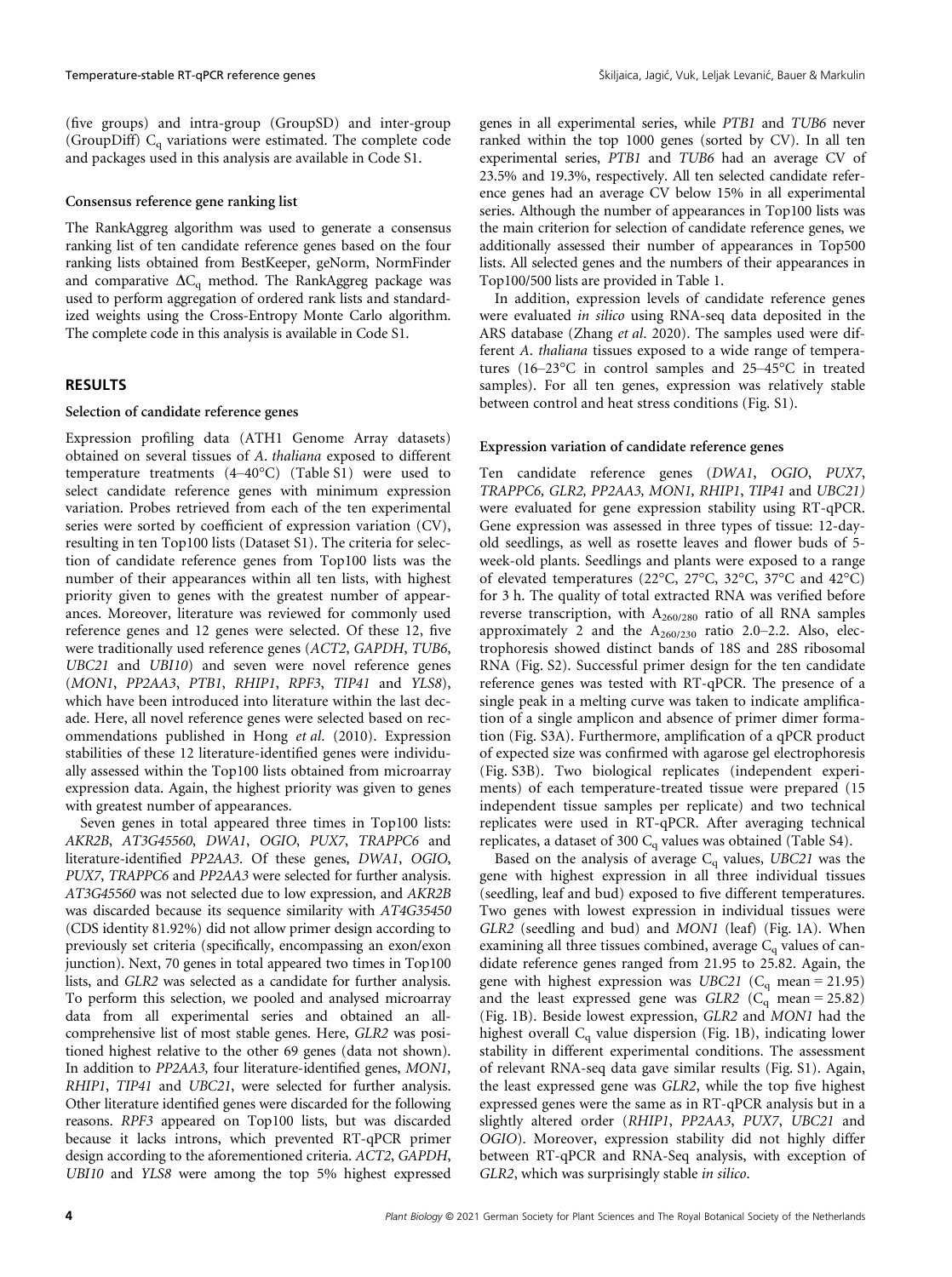(five groups) and intra-group (GroupSD) and inter-group (GroupDiff) $C_q$ variations were estimated. The complete code and packages used in this analysis are available in Code S1.

### Consensus reference gene ranking list

The RankAggreg algorithm was used to generate a consensus ranking list of ten candidate reference genes based on the four ranking lists obtained from BestKeeper, geNorm, NormFinder and comparative $\Delta C_q$ method. The RankAggreg package was used to perform aggregation of ordered rank lists and standardized weights using the Cross-Entropy Monte Carlo algorithm. The complete code in this analysis is available in Code S1.

## RESULTS

### Selection of candidate reference genes

Expression profiling data (ATH1 Genome Array datasets) obtained on several tissues of *A. thaliana* exposed to different temperature treatments (4–40°C) (Table S1) were used to select candidate reference genes with minimum expression variation. Probes retrieved from each of the ten experimental series were sorted by coefficient of expression variation (CV), resulting in ten Top100 lists (Dataset S1). The criteria for selection of candidate reference genes from Top100 lists was the number of their appearances within all ten lists, with highest priority given to genes with the greatest number of appearances. Moreover, literature was reviewed for commonly used reference genes and 12 genes were selected. Of these 12, five were traditionally used reference genes (*ACT2*, *GAPDH*, *TUB6*, *UBC21* and *UBI10*) and seven were novel reference genes (*MON1*, *PP2AA3*, *PTB1*, *RHIP1*, *RPF3*, *TIP41* and *YLS8*), which have been introduced into literature within the last decade. Here, all novel reference genes were selected based on recommendations published in Hong *et al*. (2010). Expression stabilities of these 12 literature-identified genes were individually assessed within the Top100 lists obtained from microarray expression data. Again, the highest priority was given to genes with greatest number of appearances.

Seven genes in total appeared three times in Top100 lists: *AKR2B*, *AT3G45560*, *DWA1*, *OGIO*, *PUX7*, *TRAPPC6* and literature-identified *PP2AA3*. Of these genes, *DWA1*, *OGIO*, *PUX7*, *TRAPPC6* and *PP2AA3* were selected for further analysis. *AT3G45560* was not selected due to low expression, and *AKR2B* was discarded because its sequence similarity with *AT4G35450* (CDS identity 81.92%) did not allow primer design according to previously set criteria (specifically, encompassing an exon/exon junction). Next, 70 genes in total appeared two times in Top100 lists, and *GLR2* was selected as a candidate for further analysis. To perform this selection, we pooled and analysed microarray data from all experimental series and obtained an all-comprehensive list of most stable genes. Here, *GLR2* was positioned highest relative to the other 69 genes (data not shown). In addition to *PP2AA3*, four literature-identified genes, *MON1*, *RHIP1*, *TIP41* and *UBC21*, were selected for further analysis. Other literature identified genes were discarded for the following reasons. *RPF3* appeared on Top100 lists, but was discarded because it lacks introns, which prevented RT-qPCR primer design according to the aforementioned criteria. *ACT2*, *GAPDH*, *UBI10* and *YLS8* were among the top 5% highest expressed genes in all experimental series, while *PTB1* and *TUB6* never ranked within the top 1000 genes (sorted by CV). In all ten experimental series, *PTB1* and *TUB6* had an average CV of 23.5% and 19.3%, respectively. All ten selected candidate reference genes had an average CV below 15% in all experimental series. Although the number of appearances in Top100 lists was the main criterion for selection of candidate reference genes, we additionally assessed their number of appearances in Top500 lists. All selected genes and the numbers of their appearances in Top100/500 lists are provided in Table 1.

In addition, expression levels of candidate reference genes were evaluated *in silico* using RNA-seq data deposited in the ARS database (Zhang *et al*. 2020). The samples used were different *A. thaliana* tissues exposed to a wide range of temperatures (16–23°C in control samples and 25–45°C in treated samples). For all ten genes, expression was relatively stable between control and heat stress conditions (Fig. S1).

### Expression variation of candidate reference genes

Ten candidate reference genes (*DWA1*, *OGIO*, *PUX7*, *TRAPPC6*, *GLR2*, *PP2AA3*, *MON1*, *RHIP1*, *TIP41* and *UBC21)* were evaluated for gene expression stability using RT-qPCR. Gene expression was assessed in three types of tissue: 12-day-old seedlings, as well as rosette leaves and flower buds of 5-week-old plants. Seedlings and plants were exposed to a range of elevated temperatures (22°C, 27°C, 32°C, 37°C and 42°C) for 3 h. The quality of total extracted RNA was verified before reverse transcription, with $A_{260/280}$ ratio of all RNA samples approximately 2 and the $A_{260/230}$ ratio 2.0–2.2. Also, electrophoresis showed distinct bands of 18S and 28S ribosomal RNA (Fig. S2). Successful primer design for the ten candidate reference genes was tested with RT-qPCR. The presence of a single peak in a melting curve was taken to indicate amplification of a single amplicon and absence of primer dimer formation (Fig. S3A). Furthermore, amplification of a qPCR product of expected size was confirmed with agarose gel electrophoresis (Fig. S3B). Two biological replicates (independent experiments) of each temperature-treated tissue were prepared (15 independent tissue samples per replicate) and two technical replicates were used in RT-qPCR. After averaging technical replicates, a dataset of 300 $C_q$ values was obtained (Table S4).

Based on the analysis of average $C_q$ values, *UBC21* was the gene with highest expression in all three individual tissues (seedling, leaf and bud) exposed to five different temperatures. Two genes with lowest expression in individual tissues were *GLR2* (seedling and bud) and *MON1* (leaf) (Fig. 1A). When examining all three tissues combined, average $C_q$ values of candidate reference genes ranged from 21.95 to 25.82. Again, the gene with highest expression was *UBC21* ($C_q$ mean = 21.95) and the least expressed gene was *GLR2* ($C_q$ mean = 25.82) (Fig. 1B). Beside lowest expression, *GLR2* and *MON1* had the highest overall $C_q$ value dispersion (Fig. 1B), indicating lower stability in different experimental conditions. The assessment of relevant RNA-seq data gave similar results (Fig. S1). Again, the least expressed gene was *GLR2*, while the top five highest expressed genes were the same as in RT-qPCR analysis but in a slightly altered order (*RHIP1*, *PP2AA3*, *PUX7*, *UBC21* and *OGIO*). Moreover, expression stability did not highly differ between RT-qPCR and RNA-Seq analysis, with exception of *GLR2*, which was surprisingly stable *in silico*.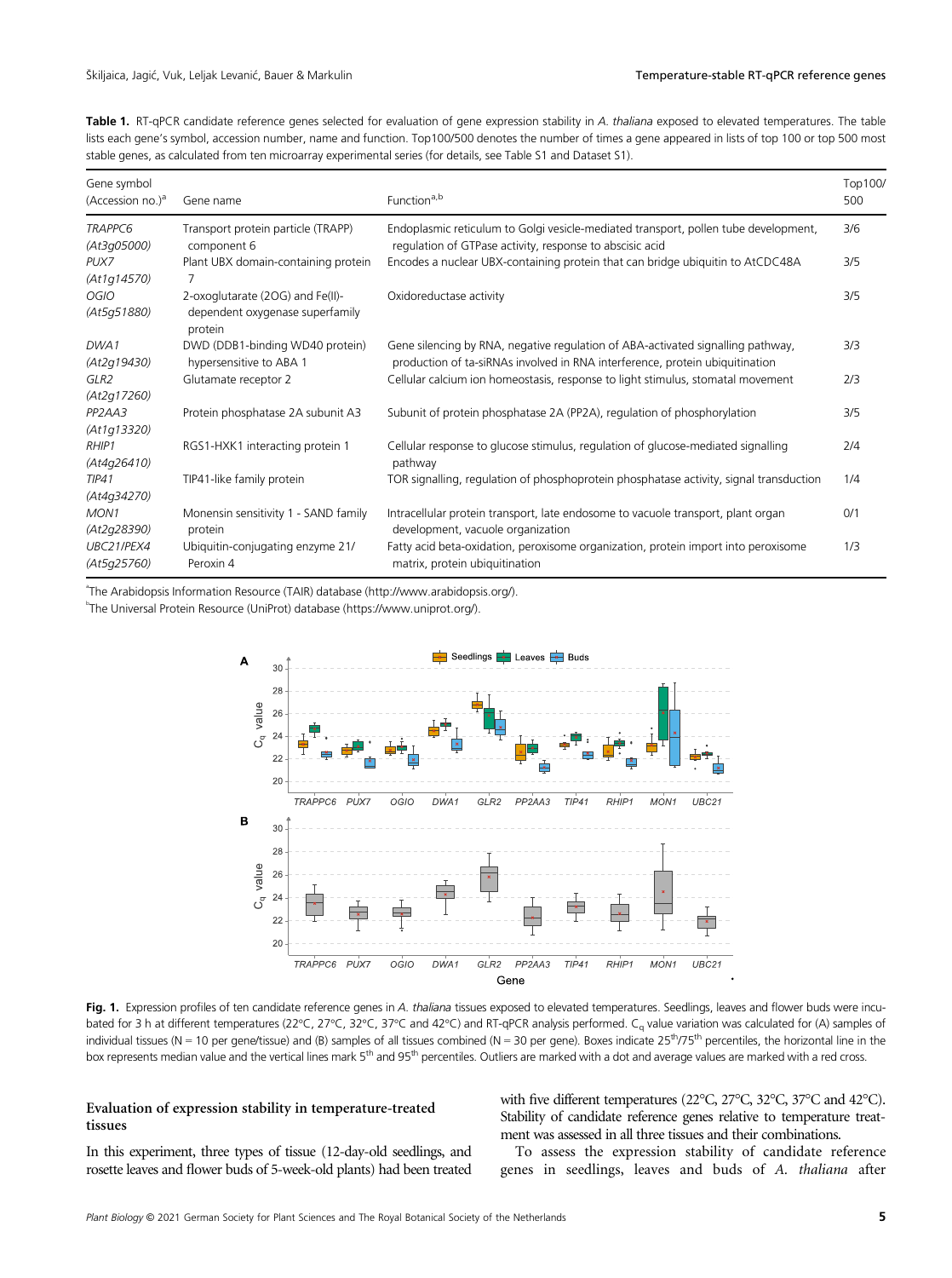**Table 1.** RT-qPCR candidate reference genes selected for evaluation of gene expression stability in *A. thaliana* exposed to elevated temperatures. The table lists each gene's symbol, accession number, name and function. Top100/500 denotes the number of times a gene appeared in lists of top 100 or top 500 most stable genes, as calculated from ten microarray experimental series (for details, see Table S1 and Dataset S1).

| Gene symbol (Accession no.)[a] | Gene name | Function[a,b] | Top100/500 |
|---|---|---|---|
| *TRAPPC6* (*At3g05000*) | Transport protein particle (TRAPP) component 6 | Endoplasmic reticulum to Golgi vesicle-mediated transport, pollen tube development, regulation of GTPase activity, response to abscisic acid | 3/6 |
| *PUX7* (*At1g14570*) | Plant UBX domain-containing protein 7 | Encodes a nuclear UBX-containing protein that can bridge ubiquitin to AtCDC48A | 3/5 |
| *OGIO* (*At5g51880*) | 2-oxoglutarate (2OG) and Fe(II)-dependent oxygenase superfamily protein | Oxidoreductase activity | 3/5 |
| *DWA1* (*At2g19430*) | DWD (DDB1-binding WD40 protein) hypersensitive to ABA 1 | Gene silencing by RNA, negative regulation of ABA-activated signalling pathway, production of ta-siRNAs involved in RNA interference, protein ubiquitination | 3/3 |
| *GLR2* (*At2g17260*) | Glutamate receptor 2 | Cellular calcium ion homeostasis, response to light stimulus, stomatal movement | 2/3 |
| *PP2AA3* (*At1g13320*) | Protein phosphatase 2A subunit A3 | Subunit of protein phosphatase 2A (PP2A), regulation of phosphorylation | 3/5 |
| *RHIP1* (*At4g26410*) | RGS1-HXK1 interacting protein 1 | Cellular response to glucose stimulus, regulation of glucose-mediated signalling pathway | 2/4 |
| *TIP41* (*At4g34270*) | TIP41-like family protein | TOR signalling, regulation of phosphoprotein phosphatase activity, signal transduction | 1/4 |
| *MON1* (*At2g28390*) | Monensin sensitivity 1 - SAND family protein | Intracellular protein transport, late endosome to vacuole transport, plant organ development, vacuole organization | 0/1 |
| *UBC21/PEX4* (*At5g25760*) | Ubiquitin-conjugating enzyme 21/ Peroxin 4 | Fatty acid beta-oxidation, peroxisome organization, protein import into peroxisome matrix, protein ubiquitination | 1/3 |

[a]The Arabidopsis Information Resource (TAIR) database (http://www.arabidopsis.org/).
[b]The Universal Protein Resource (UniProt) database (https://www.uniprot.org/).

**Fig. 1.** Expression profiles of ten candidate reference genes in *A. thaliana* tissues exposed to elevated temperatures. Seedlings, leaves and flower buds were incubated for 3 h at different temperatures (22°C, 27°C, 32°C, 37°C and 42°C) and RT-qPCR analysis performed. $C_q$ value variation was calculated for (A) samples of individual tissues (N = 10 per gene/tissue) and (B) samples of all tissues combined (N = 30 per gene). Boxes indicate 25th/75th percentiles, the horizontal line in the box represents median value and the vertical lines mark 5th and 95th percentiles. Outliers are marked with a dot and average values are marked with a red cross.

### Evaluation of expression stability in temperature-treated tissues

In this experiment, three types of tissue (12-day-old seedlings, and rosette leaves and flower buds of 5-week-old plants) had been treated with five different temperatures (22°C, 27°C, 32°C, 37°C and 42°C). Stability of candidate reference genes relative to temperature treatment was assessed in all three tissues and their combinations.

To assess the expression stability of candidate reference genes in seedlings, leaves and buds of *A. thaliana* after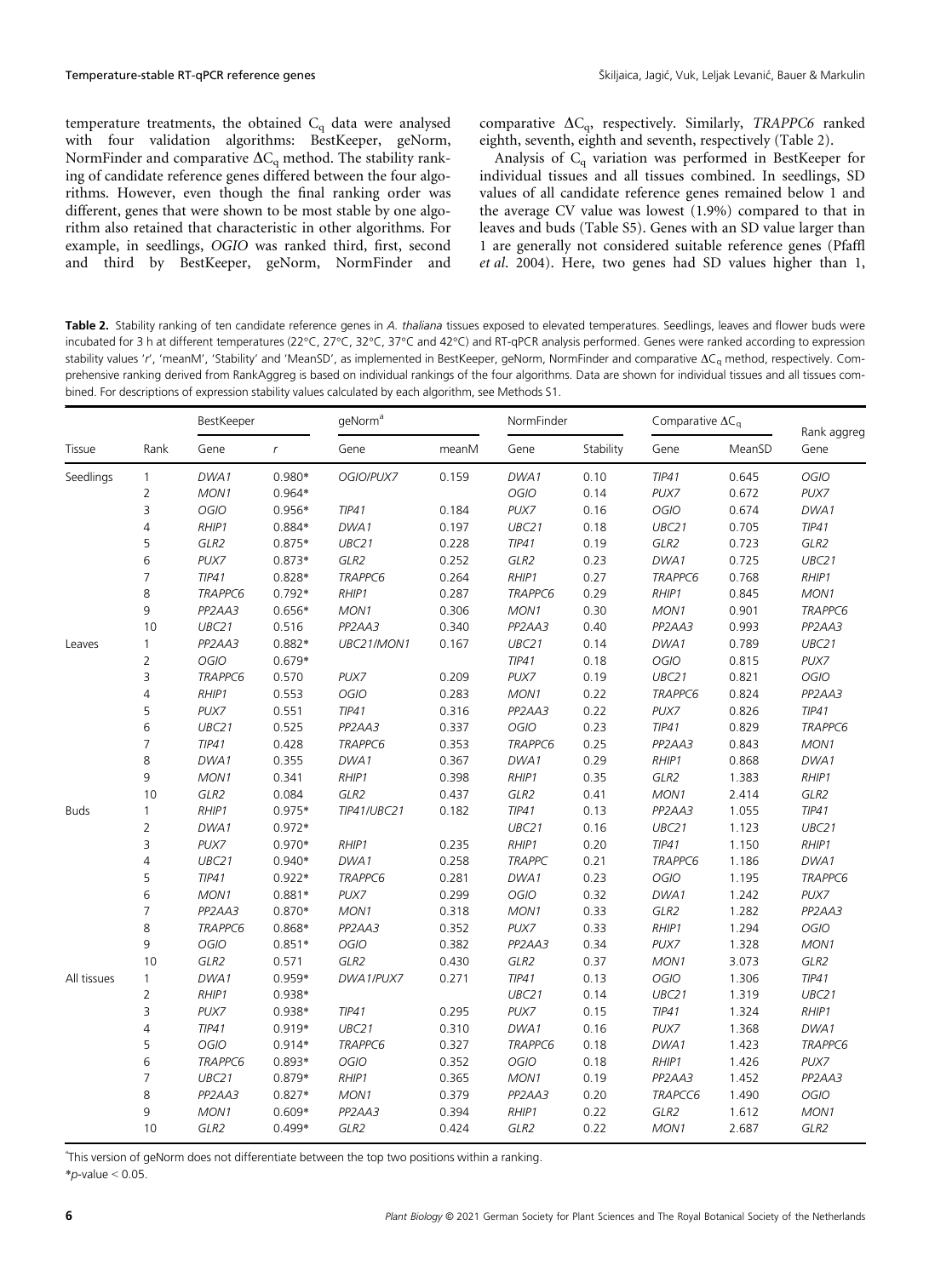temperature treatments, the obtained $C_q$ data were analysed with four validation algorithms: BestKeeper, geNorm, NormFinder and comparative $\Delta C_q$ method. The stability ranking of candidate reference genes differed between the four algorithms. However, even though the final ranking order was different, genes that were shown to be most stable by one algorithm also retained that characteristic in other algorithms. For example, in seedlings, *OGIO* was ranked third, first, second and third by BestKeeper, geNorm, NormFinder and comparative $\Delta C_q$, respectively. Similarly, *TRAPPC6* ranked eighth, seventh, eighth and seventh, respectively (Table 2).

Analysis of $C_q$ variation was performed in BestKeeper for individual tissues and all tissues combined. In seedlings, SD values of all candidate reference genes remained below 1 and the average CV value was lowest (1.9%) compared to that in leaves and buds (Table S5). Genes with an SD value larger than 1 are generally not considered suitable reference genes (Pfaffl *et al*. 2004). Here, two genes had SD values higher than 1,

**Table 2.** Stability ranking of ten candidate reference genes in *A. thaliana* tissues exposed to elevated temperatures. Seedlings, leaves and flower buds were incubated for 3 h at different temperatures (22°C, 27°C, 32°C, 37°C and 42°C) and RT-qPCR analysis performed. Genes were ranked according to expression stability values 'r', 'meanM', 'Stability' and 'MeanSD', as implemented in BestKeeper, geNorm, NormFinder and comparative $\Delta C_q$ method, respectively. Comprehensive ranking derived from RankAggreg is based on individual rankings of the four algorithms. Data are shown for individual tissues and all tissues combined. For descriptions of expression stability values calculated by each algorithm, see Methods S1.

| | | BestKeeper | | geNorm[a] | | NormFinder | | Comparative $\Delta C_q$ | | Rank aggreg |
|---|---|---|---|---|---|---|---|---|---|---|
| Tissue | Rank | Gene | *r* | Gene | meanM | Gene | Stability | Gene | MeanSD | Gene |
| Seedlings | 1 | *DWA1* | 0.980* | *OGIO/PUX7* | 0.159 | *DWA1* | 0.10 | *TIP41* | 0.645 | *OGIO* |
| | 2 | *MON1* | 0.964* | | | *OGIO* | 0.14 | *PUX7* | 0.672 | *PUX7* |
| | 3 | *OGIO* | 0.956* | *TIP41* | 0.184 | *PUX7* | 0.16 | *OGIO* | 0.674 | *DWA1* |
| | 4 | *RHIP1* | 0.884* | *DWA1* | 0.197 | *UBC21* | 0.18 | *UBC21* | 0.705 | *TIP41* |
| | 5 | *GLR2* | 0.875* | *UBC21* | 0.228 | *TIP41* | 0.19 | *GLR2* | 0.723 | *GLR2* |
| | 6 | *PUX7* | 0.873* | *GLR2* | 0.252 | *GLR2* | 0.23 | *DWA1* | 0.725 | *UBC21* |
| | 7 | *TIP41* | 0.828* | *TRAPPC6* | 0.264 | *RHIP1* | 0.27 | *TRAPPC6* | 0.768 | *RHIP1* |
| | 8 | *TRAPPC6* | 0.792* | *RHIP1* | 0.287 | *TRAPPC6* | 0.29 | *RHIP1* | 0.845 | *MON1* |
| | 9 | *PP2AA3* | 0.656* | *MON1* | 0.306 | *MON1* | 0.30 | *MON1* | 0.901 | *TRAPPC6* |
| | 10 | *UBC21* | 0.516 | *PP2AA3* | 0.340 | *PP2AA3* | 0.40 | *PP2AA3* | 0.993 | *PP2AA3* |
| Leaves | 1 | *PP2AA3* | 0.882* | *UBC21/MON1* | 0.167 | *UBC21* | 0.14 | *DWA1* | 0.789 | *UBC21* |
| | 2 | *OGIO* | 0.679* | | | *TIP41* | 0.18 | *OGIO* | 0.815 | *PUX7* |
| | 3 | *TRAPPC6* | 0.570 | *PUX7* | 0.209 | *PUX7* | 0.19 | *UBC21* | 0.821 | *OGIO* |
| | 4 | *RHIP1* | 0.553 | *OGIO* | 0.283 | *MON1* | 0.22 | *TRAPPC6* | 0.824 | *PP2AA3* |
| | 5 | *PUX7* | 0.551 | *TIP41* | 0.316 | *PP2AA3* | 0.22 | *PUX7* | 0.826 | *TIP41* |
| | 6 | *UBC21* | 0.525 | *PP2AA3* | 0.337 | *OGIO* | 0.23 | *TIP41* | 0.829 | *TRAPPC6* |
| | 7 | *TIP41* | 0.428 | *TRAPPC6* | 0.353 | *TRAPPC6* | 0.25 | *PP2AA3* | 0.843 | *MON1* |
| | 8 | *DWA1* | 0.355 | *DWA1* | 0.367 | *DWA1* | 0.29 | *RHIP1* | 0.868 | *DWA1* |
| | 9 | *MON1* | 0.341 | *RHIP1* | 0.398 | *RHIP1* | 0.35 | *GLR2* | 1.383 | *RHIP1* |
| | 10 | *GLR2* | 0.084 | *GLR2* | 0.437 | *GLR2* | 0.41 | *MON1* | 2.414 | *GLR2* |
| Buds | 1 | *RHIP1* | 0.975* | *TIP41/UBC21* | 0.182 | *TIP41* | 0.13 | *PP2AA3* | 1.055 | *TIP41* |
| | 2 | *DWA1* | 0.972* | | | *UBC21* | 0.16 | *UBC21* | 1.123 | *UBC21* |
| | 3 | *PUX7* | 0.970* | *RHIP1* | 0.235 | *RHIP1* | 0.20 | *TIP41* | 1.150 | *RHIP1* |
| | 4 | *UBC21* | 0.940* | *DWA1* | 0.258 | *TRAPPC* | 0.21 | *TRAPPC6* | 1.186 | *DWA1* |
| | 5 | *TIP41* | 0.922* | *TRAPPC6* | 0.281 | *DWA1* | 0.23 | *OGIO* | 1.195 | *TRAPPC6* |
| | 6 | *MON1* | 0.881* | *PUX7* | 0.299 | *OGIO* | 0.32 | *DWA1* | 1.242 | *PUX7* |
| | 7 | *PP2AA3* | 0.870* | *MON1* | 0.318 | *MON1* | 0.33 | *GLR2* | 1.282 | *PP2AA3* |
| | 8 | *TRAPPC6* | 0.868* | *PP2AA3* | 0.352 | *PUX7* | 0.33 | *RHIP1* | 1.294 | *OGIO* |
| | 9 | *OGIO* | 0.851* | *OGIO* | 0.382 | *PP2AA3* | 0.34 | *PUX7* | 1.328 | *MON1* |
| | 10 | *GLR2* | 0.571 | *GLR2* | 0.430 | *GLR2* | 0.37 | *MON1* | 3.073 | *GLR2* |
| All tissues | 1 | *DWA1* | 0.959* | *DWA1/PUX7* | 0.271 | *TIP41* | 0.13 | *OGIO* | 1.306 | *TIP41* |
| | 2 | *RHIP1* | 0.938* | | | *UBC21* | 0.14 | *UBC21* | 1.319 | *UBC21* |
| | 3 | *PUX7* | 0.938* | *TIP41* | 0.295 | *PUX7* | 0.15 | *TIP41* | 1.324 | *RHIP1* |
| | 4 | *TIP41* | 0.919* | *UBC21* | 0.310 | *DWA1* | 0.16 | *PUX7* | 1.368 | *DWA1* |
| | 5 | *OGIO* | 0.914* | *TRAPPC6* | 0.327 | *TRAPPC6* | 0.18 | *DWA1* | 1.423 | *TRAPPC6* |
| | 6 | *TRAPPC6* | 0.893* | *OGIO* | 0.352 | *OGIO* | 0.18 | *RHIP1* | 1.426 | *PUX7* |
| | 7 | *UBC21* | 0.879* | *RHIP1* | 0.365 | *MON1* | 0.19 | *PP2AA3* | 1.452 | *PP2AA3* |
| | 8 | *PP2AA3* | 0.827* | *MON1* | 0.379 | *PP2AA3* | 0.20 | *TRAPCC6* | 1.490 | *OGIO* |
| | 9 | *MON1* | 0.609* | *PP2AA3* | 0.394 | *RHIP1* | 0.22 | *GLR2* | 1.612 | *MON1* |
| | 10 | *GLR2* | 0.499* | *GLR2* | 0.424 | *GLR2* | 0.22 | *MON1* | 2.687 | *GLR2* |

[a]This version of geNorm does not differentiate between the top two positions within a ranking.

*$p$-value < 0.05.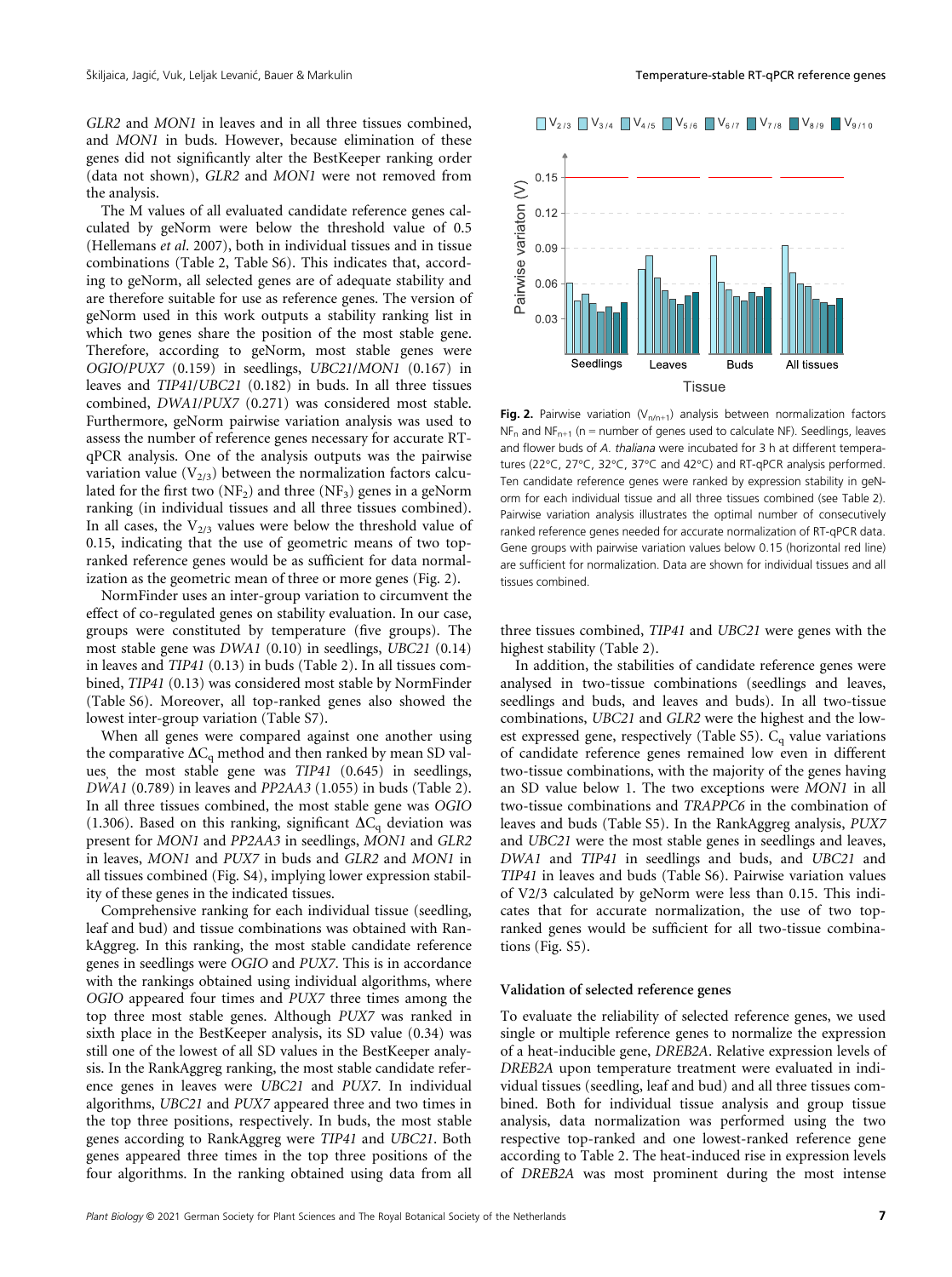*GLR2* and *MON1* in leaves and in all three tissues combined, and *MON1* in buds. However, because elimination of these genes did not significantly alter the BestKeeper ranking order (data not shown), *GLR2* and *MON1* were not removed from the analysis.

The M values of all evaluated candidate reference genes calculated by geNorm were below the threshold value of 0.5 (Hellemans *et al*. 2007), both in individual tissues and in tissue combinations (Table 2, Table S6). This indicates that, according to geNorm, all selected genes are of adequate stability and are therefore suitable for use as reference genes. The version of geNorm used in this work outputs a stability ranking list in which two genes share the position of the most stable gene. Therefore, according to geNorm, most stable genes were *OGIO*/*PUX7* (0.159) in seedlings, *UBC21*/*MON1* (0.167) in leaves and *TIP41*/*UBC21* (0.182) in buds. In all three tissues combined, *DWA1*/*PUX7* (0.271) was considered most stable. Furthermore, geNorm pairwise variation analysis was used to assess the number of reference genes necessary for accurate RT-qPCR analysis. One of the analysis outputs was the pairwise variation value ($V_{2/3}$) between the normalization factors calculated for the first two ($NF_2$) and three ($NF_3$) genes in a geNorm ranking (in individual tissues and all three tissues combined). In all cases, the $V_{2/3}$ values were below the threshold value of 0.15, indicating that the use of geometric means of two top-ranked reference genes would be as sufficient for data normalization as the geometric mean of three or more genes (Fig. 2).

NormFinder uses an inter-group variation to circumvent the effect of co-regulated genes on stability evaluation. In our case, groups were constituted by temperature (five groups). The most stable gene was *DWA1* (0.10) in seedlings, *UBC21* (0.14) in leaves and *TIP41* (0.13) in buds (Table 2). In all tissues combined, *TIP41* (0.13) was considered most stable by NormFinder (Table S6). Moreover, all top-ranked genes also showed the lowest inter-group variation (Table S7).

When all genes were compared against one another using the comparative $\Delta C_q$ method and then ranked by mean SD values, the most stable gene was *TIP41* (0.645) in seedlings, *DWA1* (0.789) in leaves and *PP2AA3* (1.055) in buds (Table 2). In all three tissues combined, the most stable gene was *OGIO* (1.306). Based on this ranking, significant $\Delta C_q$ deviation was present for *MON1* and *PP2AA3* in seedlings, *MON1* and *GLR2* in leaves, *MON1* and *PUX7* in buds and *GLR2* and *MON1* in all tissues combined (Fig. S4), implying lower expression stability of these genes in the indicated tissues.

Comprehensive ranking for each individual tissue (seedling, leaf and bud) and tissue combinations was obtained with RankAggreg. In this ranking, the most stable candidate reference genes in seedlings were *OGIO* and *PUX7*. This is in accordance with the rankings obtained using individual algorithms, where *OGIO* appeared four times and *PUX7* three times among the top three most stable genes. Although *PUX7* was ranked in sixth place in the BestKeeper analysis, its SD value (0.34) was still one of the lowest of all SD values in the BestKeeper analysis. In the RankAggreg ranking, the most stable candidate reference genes in leaves were *UBC21* and *PUX7*. In individual algorithms, *UBC21* and *PUX7* appeared three and two times in the top three positions, respectively. In buds, the most stable genes according to RankAggreg were *TIP41* and *UBC21*. Both genes appeared three times in the top three positions of the four algorithms. In the ranking obtained using data from all three tissues combined, *TIP41* and *UBC21* were genes with the highest stability (Table 2).

**Fig. 2.** Pairwise variation ($V_{n/n+1}$) analysis between normalization factors $NF_n$ and $NF_{n+1}$ (n = number of genes used to calculate NF). Seedlings, leaves and flower buds of *A. thaliana* were incubated for 3 h at different temperatures (22°C, 27°C, 32°C, 37°C and 42°C) and RT-qPCR analysis performed. Ten candidate reference genes were ranked by expression stability in geNorm for each individual tissue and all three tissues combined (see Table 2). Pairwise variation analysis illustrates the optimal number of consecutively ranked reference genes needed for accurate normalization of RT-qPCR data. Gene groups with pairwise variation values below 0.15 (horizontal red line) are sufficient for normalization. Data are shown for individual tissues and all tissues combined.

In addition, the stabilities of candidate reference genes were analysed in two-tissue combinations (seedlings and leaves, seedlings and buds, and leaves and buds). In all two-tissue combinations, *UBC21* and *GLR2* were the highest and the lowest expressed gene, respectively (Table S5). $C_q$ value variations of candidate reference genes remained low even in different two-tissue combinations, with the majority of the genes having an SD value below 1. The two exceptions were *MON1* in all two-tissue combinations and *TRAPPC6* in the combination of leaves and buds (Table S5). In the RankAggreg analysis, *PUX7* and *UBC21* were the most stable genes in seedlings and leaves, *DWA1* and *TIP41* in seedlings and buds, and *UBC21* and *TIP41* in leaves and buds (Table S6). Pairwise variation values of V2/3 calculated by geNorm were less than 0.15. This indicates that for accurate normalization, the use of two top-ranked genes would be sufficient for all two-tissue combinations (Fig. S5).

### Validation of selected reference genes

To evaluate the reliability of selected reference genes, we used single or multiple reference genes to normalize the expression of a heat-inducible gene, *DREB2A*. Relative expression levels of *DREB2A* upon temperature treatment were evaluated in individual tissues (seedling, leaf and bud) and all three tissues combined. Both for individual tissue analysis and group tissue analysis, data normalization was performed using the two respective top-ranked and one lowest-ranked reference gene according to Table 2. The heat-induced rise in expression levels of *DREB2A* was most prominent during the most intense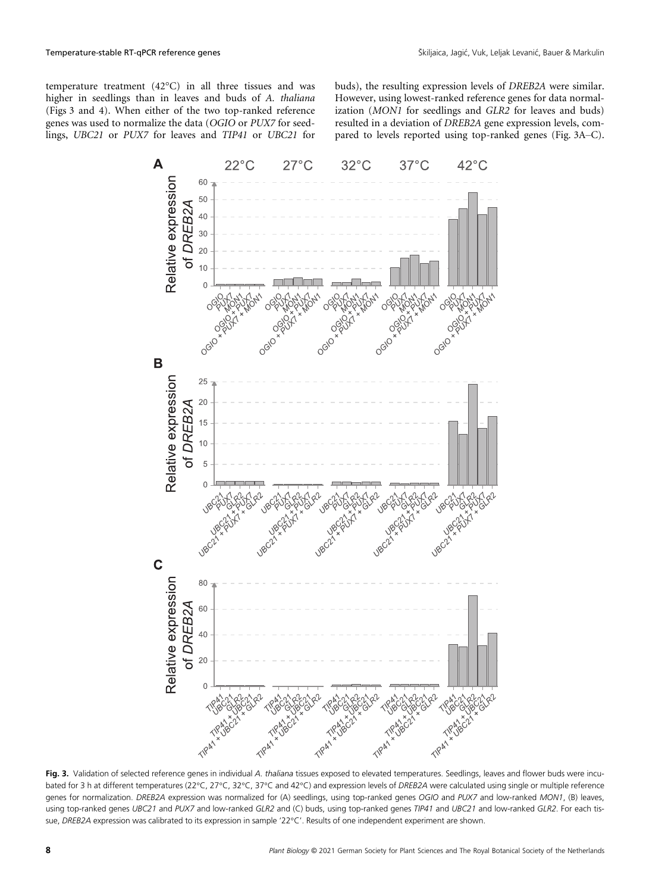temperature treatment (42°C) in all three tissues and was higher in seedlings than in leaves and buds of *A. thaliana* (Figs 3 and 4). When either of the two top-ranked reference genes was used to normalize the data (*OGIO* or *PUX7* for seedlings, *UBC21* or *PUX7* for leaves and *TIP41* or *UBC21* for buds), the resulting expression levels of *DREB2A* were similar. However, using lowest-ranked reference genes for data normalization (*MON1* for seedlings and *GLR2* for leaves and buds) resulted in a deviation of *DREB2A* gene expression levels, compared to levels reported using top-ranked genes (Fig. 3A–C).

**Fig. 3.** Validation of selected reference genes in individual *A. thaliana* tissues exposed to elevated temperatures. Seedlings, leaves and flower buds were incubated for 3 h at different temperatures (22°C, 27°C, 32°C, 37°C and 42°C) and expression levels of *DREB2A* were calculated using single or multiple reference genes for normalization. *DREB2A* expression was normalized for (A) seedlings, using top-ranked genes *OGIO* and *PUX7* and low-ranked *MON1*, (B) leaves, using top-ranked genes *UBC21* and *PUX7* and low-ranked *GLR2* and (C) buds, using top-ranked genes *TIP41* and *UBC21* and low-ranked *GLR2*. For each tissue, *DREB2A* expression was calibrated to its expression in sample '22°C'. Results of one independent experiment are shown.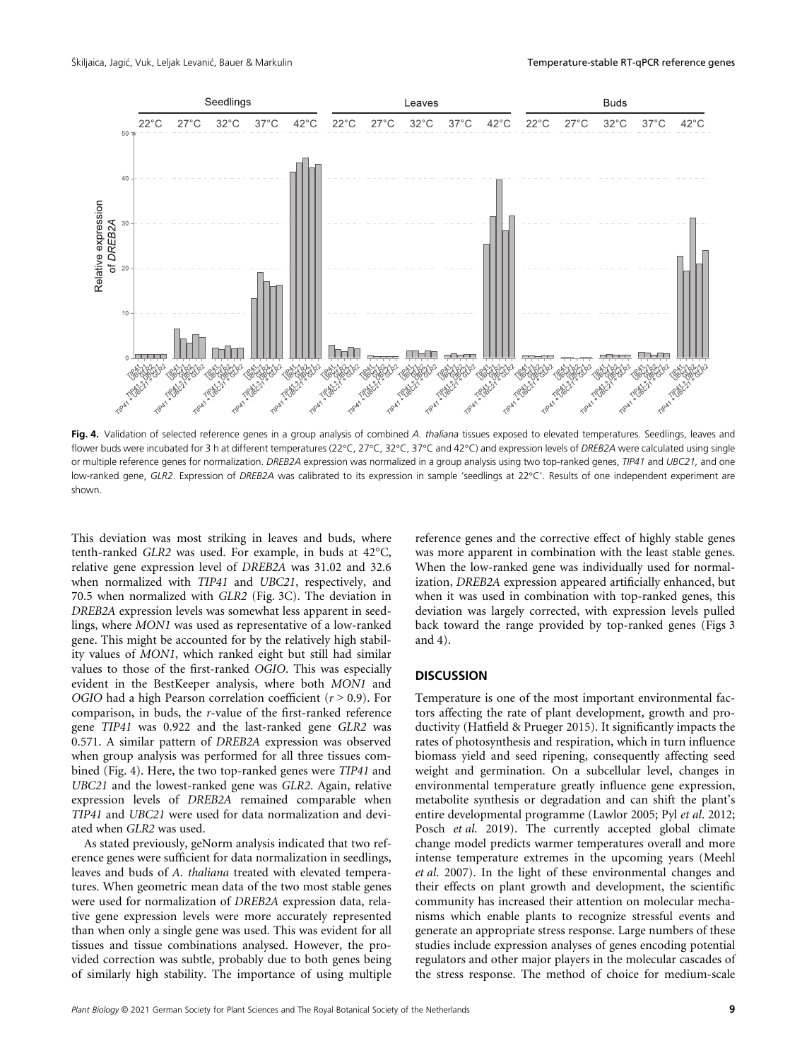Fig. 4. Validation of selected reference genes in a group analysis of combined *A. thaliana* tissues exposed to elevated temperatures. Seedlings, leaves and flower buds were incubated for 3 h at different temperatures (22°C, 27°C, 32°C, 37°C and 42°C) and expression levels of *DREB2A* were calculated using single or multiple reference genes for normalization. *DREB2A* expression was normalized in a group analysis using two top-ranked genes, *TIP41* and *UBC21,* and one low-ranked gene, *GLR2*. Expression of *DREB2A* was calibrated to its expression in sample 'seedlings at 22°C'. Results of one independent experiment are shown.

This deviation was most striking in leaves and buds, where tenth-ranked *GLR2* was used. For example, in buds at 42°C, relative gene expression level of *DREB2A* was 31.02 and 32.6 when normalized with *TIP41* and *UBC21*, respectively, and 70.5 when normalized with *GLR2* (Fig. 3C). The deviation in *DREB2A* expression levels was somewhat less apparent in seedlings, where *MON1* was used as representative of a low-ranked gene. This might be accounted for by the relatively high stability values of *MON1*, which ranked eight but still had similar values to those of the first-ranked *OGIO*. This was especially evident in the BestKeeper analysis, where both *MON1* and *OGIO* had a high Pearson correlation coefficient ($r > 0.9$). For comparison, in buds, the *r*-value of the first-ranked reference gene *TIP41* was 0.922 and the last-ranked gene *GLR2* was 0.571. A similar pattern of *DREB2A* expression was observed when group analysis was performed for all three tissues combined (Fig. 4). Here, the two top-ranked genes were *TIP41* and *UBC21* and the lowest-ranked gene was *GLR2*. Again, relative expression levels of *DREB2A* remained comparable when *TIP41* and *UBC21* were used for data normalization and deviated when *GLR2* was used.

As stated previously, geNorm analysis indicated that two reference genes were sufficient for data normalization in seedlings, leaves and buds of *A. thaliana* treated with elevated temperatures. When geometric mean data of the two most stable genes were used for normalization of *DREB2A* expression data, relative gene expression levels were more accurately represented than when only a single gene was used. This was evident for all tissues and tissue combinations analysed. However, the provided correction was subtle, probably due to both genes being of similarly high stability. The importance of using multiple reference genes and the corrective effect of highly stable genes was more apparent in combination with the least stable genes. When the low-ranked gene was individually used for normalization, *DREB2A* expression appeared artificially enhanced, but when it was used in combination with top-ranked genes, this deviation was largely corrected, with expression levels pulled back toward the range provided by top-ranked genes (Figs 3 and 4).

## DISCUSSION

Temperature is one of the most important environmental factors affecting the rate of plant development, growth and productivity (Hatfield & Prueger 2015). It significantly impacts the rates of photosynthesis and respiration, which in turn influence biomass yield and seed ripening, consequently affecting seed weight and germination. On a subcellular level, changes in environmental temperature greatly influence gene expression, metabolite synthesis or degradation and can shift the plant's entire developmental programme (Lawlor 2005; Pyl *et al*. 2012; Posch *et al.* 2019). The currently accepted global climate change model predicts warmer temperatures overall and more intense temperature extremes in the upcoming years (Meehl *et al*. 2007). In the light of these environmental changes and their effects on plant growth and development, the scientific community has increased their attention on molecular mechanisms which enable plants to recognize stressful events and generate an appropriate stress response. Large numbers of these studies include expression analyses of genes encoding potential regulators and other major players in the molecular cascades of the stress response. The method of choice for medium-scale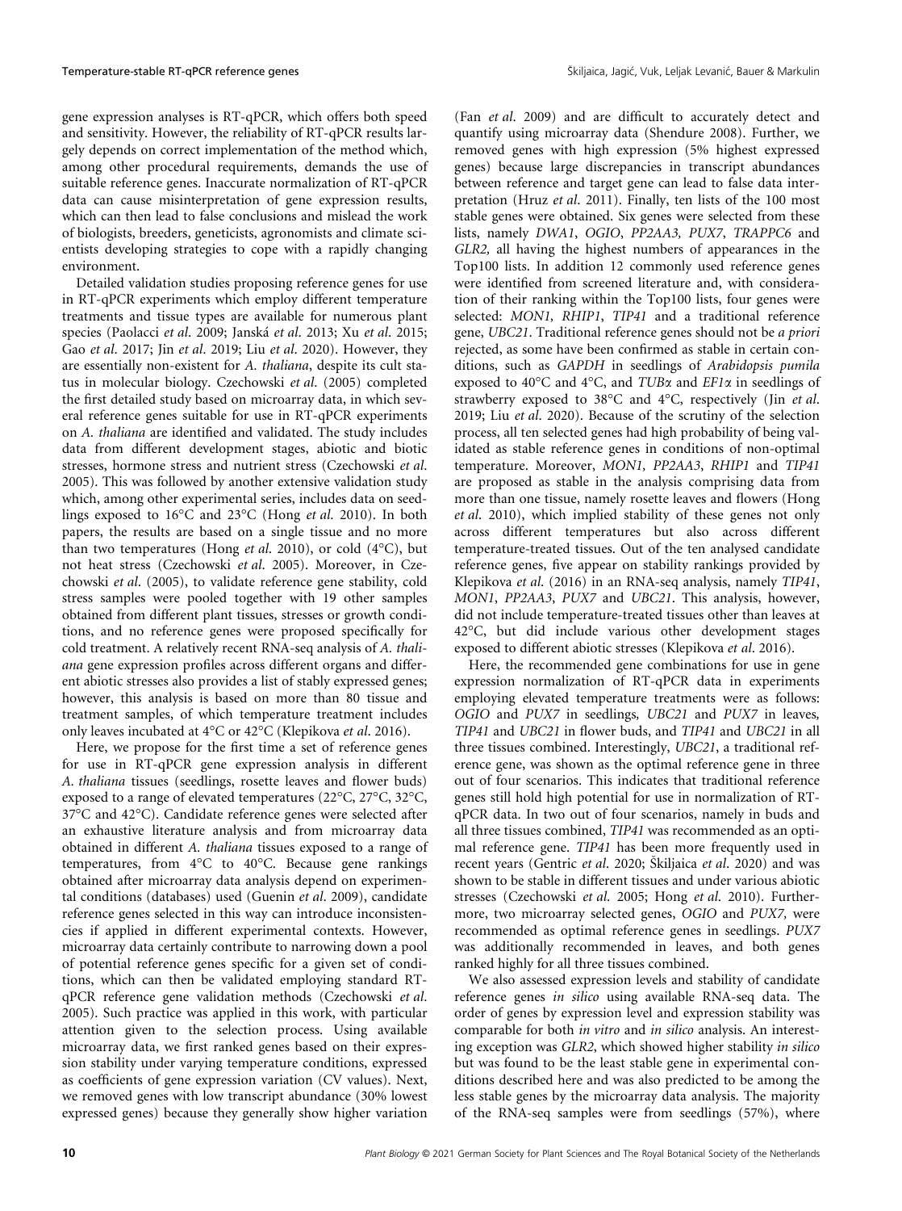gene expression analyses is RT-qPCR, which offers both speed and sensitivity. However, the reliability of RT-qPCR results largely depends on correct implementation of the method which, among other procedural requirements, demands the use of suitable reference genes. Inaccurate normalization of RT-qPCR data can cause misinterpretation of gene expression results, which can then lead to false conclusions and mislead the work of biologists, breeders, geneticists, agronomists and climate scientists developing strategies to cope with a rapidly changing environment.

Detailed validation studies proposing reference genes for use in RT-qPCR experiments which employ different temperature treatments and tissue types are available for numerous plant species (Paolacci *et al*. 2009; Janská *et al*. 2013; Xu *et al*. 2015; Gao *et al*. 2017; Jin *et al*. 2019; Liu *et al*. 2020). However, they are essentially non-existent for *A. thaliana*, despite its cult status in molecular biology. Czechowski *et al*. (2005) completed the first detailed study based on microarray data, in which several reference genes suitable for use in RT-qPCR experiments on *A. thaliana* are identified and validated. The study includes data from different development stages, abiotic and biotic stresses, hormone stress and nutrient stress (Czechowski *et al*. 2005). This was followed by another extensive validation study which, among other experimental series, includes data on seedlings exposed to 16°C and 23°C (Hong *et al*. 2010). In both papers, the results are based on a single tissue and no more than two temperatures (Hong *et al*. 2010), or cold (4°C), but not heat stress (Czechowski *et al*. 2005). Moreover, in Czechowski *et al*. (2005), to validate reference gene stability, cold stress samples were pooled together with 19 other samples obtained from different plant tissues, stresses or growth conditions, and no reference genes were proposed specifically for cold treatment. A relatively recent RNA-seq analysis of *A. thaliana* gene expression profiles across different organs and different abiotic stresses also provides a list of stably expressed genes; however, this analysis is based on more than 80 tissue and treatment samples, of which temperature treatment includes only leaves incubated at 4°C or 42°C (Klepikova *et al*. 2016).

Here, we propose for the first time a set of reference genes for use in RT-qPCR gene expression analysis in different *A. thaliana* tissues (seedlings, rosette leaves and flower buds) exposed to a range of elevated temperatures (22°C, 27°C, 32°C, 37°C and 42°C). Candidate reference genes were selected after an exhaustive literature analysis and from microarray data obtained in different *A. thaliana* tissues exposed to a range of temperatures, from 4°C to 40°C. Because gene rankings obtained after microarray data analysis depend on experimental conditions (databases) used (Guenin *et al*. 2009), candidate reference genes selected in this way can introduce inconsistencies if applied in different experimental contexts. However, microarray data certainly contribute to narrowing down a pool of potential reference genes specific for a given set of conditions, which can then be validated employing standard RT-qPCR reference gene validation methods (Czechowski *et al*. 2005). Such practice was applied in this work, with particular attention given to the selection process. Using available microarray data, we first ranked genes based on their expression stability under varying temperature conditions, expressed as coefficients of gene expression variation (CV values). Next, we removed genes with low transcript abundance (30% lowest expressed genes) because they generally show higher variation (Fan *et al*. 2009) and are difficult to accurately detect and quantify using microarray data (Shendure 2008). Further, we removed genes with high expression (5% highest expressed genes) because large discrepancies in transcript abundances between reference and target gene can lead to false data interpretation (Hruz *et al*. 2011). Finally, ten lists of the 100 most stable genes were obtained. Six genes were selected from these lists, namely *DWA1*, *OGIO*, *PP2AA3*, *PUX7*, *TRAPPC6* and *GLR2*, all having the highest numbers of appearances in the Top100 lists. In addition 12 commonly used reference genes were identified from screened literature and, with consideration of their ranking within the Top100 lists, four genes were selected: *MON1*, *RHIP1*, *TIP41* and a traditional reference gene, *UBC21*. Traditional reference genes should not be *a priori* rejected, as some have been confirmed as stable in certain conditions, such as *GAPDH* in seedlings of *Arabidopsis pumila* exposed to 40°C and 4°C, and *TUBα* and *EF1α* in seedlings of strawberry exposed to 38°C and 4°C, respectively (Jin *et al*. 2019; Liu *et al*. 2020). Because of the scrutiny of the selection process, all ten selected genes had high probability of being validated as stable reference genes in conditions of non-optimal temperature. Moreover, *MON1*, *PP2AA3*, *RHIP1* and *TIP41* are proposed as stable in the analysis comprising data from more than one tissue, namely rosette leaves and flowers (Hong *et al*. 2010), which implied stability of these genes not only across different temperatures but also across different temperature-treated tissues. Out of the ten analysed candidate reference genes, five appear on stability rankings provided by Klepikova *et al*. (2016) in an RNA-seq analysis, namely *TIP41*, *MON1*, *PP2AA3*, *PUX7* and *UBC21*. This analysis, however, did not include temperature-treated tissues other than leaves at 42°C, but did include various other development stages exposed to different abiotic stresses (Klepikova *et al*. 2016).

Here, the recommended gene combinations for use in gene expression normalization of RT-qPCR data in experiments employing elevated temperature treatments were as follows: *OGIO* and *PUX7* in seedlings, *UBC21* and *PUX7* in leaves, *TIP41* and *UBC21* in flower buds, and *TIP41* and *UBC21* in all three tissues combined. Interestingly, *UBC21*, a traditional reference gene, was shown as the optimal reference gene in three out of four scenarios. This indicates that traditional reference genes still hold high potential for use in normalization of RT-qPCR data. In two out of four scenarios, namely in buds and all three tissues combined, *TIP41* was recommended as an optimal reference gene. *TIP41* has been more frequently used in recent years (Gentric *et al*. 2020; Škiljaica *et al*. 2020) and was shown to be stable in different tissues and under various abiotic stresses (Czechowski *et al*. 2005; Hong *et al*. 2010). Furthermore, two microarray selected genes, *OGIO* and *PUX7*, were recommended as optimal reference genes in seedlings. *PUX7* was additionally recommended in leaves, and both genes ranked highly for all three tissues combined.

We also assessed expression levels and stability of candidate reference genes *in silico* using available RNA-seq data. The order of genes by expression level and expression stability was comparable for both *in vitro* and *in silico* analysis. An interesting exception was *GLR2*, which showed higher stability *in silico* but was found to be the least stable gene in experimental conditions described here and was also predicted to be among the less stable genes by the microarray data analysis. The majority of the RNA-seq samples were from seedlings (57%), where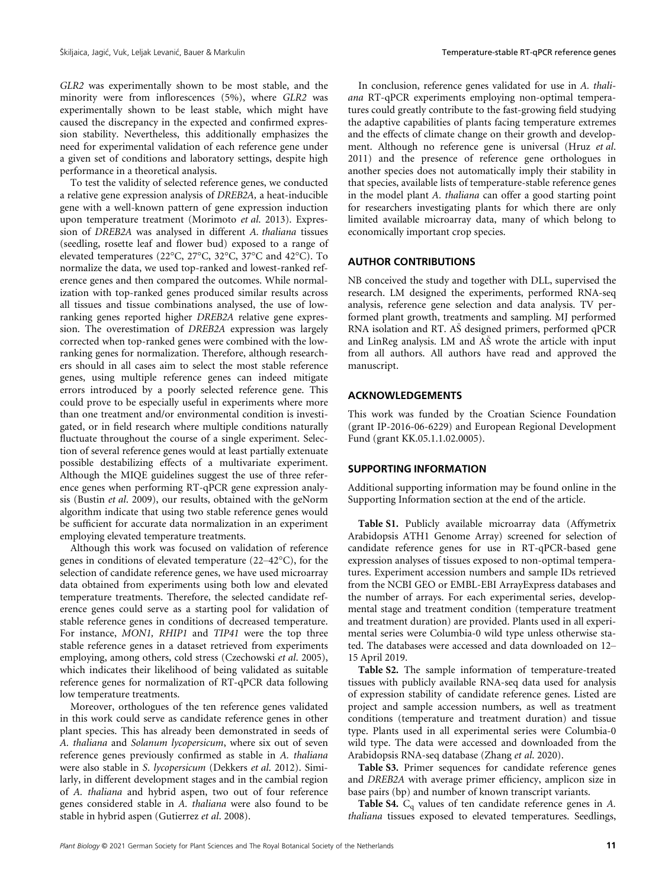*GLR2* was experimentally shown to be most stable, and the minority were from inflorescences (5%), where *GLR2* was experimentally shown to be least stable, which might have caused the discrepancy in the expected and confirmed expression stability. Nevertheless, this additionally emphasizes the need for experimental validation of each reference gene under a given set of conditions and laboratory settings, despite high performance in a theoretical analysis.

To test the validity of selected reference genes, we conducted a relative gene expression analysis of *DREB2A,* a heat-inducible gene with a well-known pattern of gene expression induction upon temperature treatment (Morimoto *et al.* 2013). Expression of *DREB2A* was analysed in different *A. thaliana* tissues (seedling, rosette leaf and flower bud) exposed to a range of elevated temperatures (22°C, 27°C, 32°C, 37°C and 42°C). To normalize the data, we used top-ranked and lowest-ranked reference genes and then compared the outcomes. While normalization with top-ranked genes produced similar results across all tissues and tissue combinations analysed, the use of low-ranking genes reported higher *DREB2A* relative gene expression. The overestimation of *DREB2A* expression was largely corrected when top-ranked genes were combined with the low-ranking genes for normalization. Therefore, although researchers should in all cases aim to select the most stable reference genes, using multiple reference genes can indeed mitigate errors introduced by a poorly selected reference gene. This could prove to be especially useful in experiments where more than one treatment and/or environmental condition is investigated, or in field research where multiple conditions naturally fluctuate throughout the course of a single experiment. Selection of several reference genes would at least partially extenuate possible destabilizing effects of a multivariate experiment. Although the MIQE guidelines suggest the use of three reference genes when performing RT-qPCR gene expression analysis (Bustin *et al.* 2009), our results, obtained with the geNorm algorithm indicate that using two stable reference genes would be sufficient for accurate data normalization in an experiment employing elevated temperature treatments.

Although this work was focused on validation of reference genes in conditions of elevated temperature (22–42°C), for the selection of candidate reference genes, we have used microarray data obtained from experiments using both low and elevated temperature treatments. Therefore, the selected candidate reference genes could serve as a starting pool for validation of stable reference genes in conditions of decreased temperature. For instance, *MON1, RHIP1* and *TIP41* were the top three stable reference genes in a dataset retrieved from experiments employing, among others, cold stress (Czechowski *et al.* 2005), which indicates their likelihood of being validated as suitable reference genes for normalization of RT-qPCR data following low temperature treatments.

Moreover, orthologues of the ten reference genes validated in this work could serve as candidate reference genes in other plant species. This has already been demonstrated in seeds of *A. thaliana* and *Solanum lycopersicum*, where six out of seven reference genes previously confirmed as stable in *A. thaliana* were also stable in *S. lycopersicum* (Dekkers *et al.* 2012). Similarly, in different development stages and in the cambial region of *A. thaliana* and hybrid aspen, two out of four reference genes considered stable in *A. thaliana* were also found to be stable in hybrid aspen (Gutierrez *et al.* 2008).

In conclusion, reference genes validated for use in *A. thaliana* RT-qPCR experiments employing non-optimal temperatures could greatly contribute to the fast-growing field studying the adaptive capabilities of plants facing temperature extremes and the effects of climate change on their growth and development. Although no reference gene is universal (Hruz *et al.* 2011) and the presence of reference gene orthologues in another species does not automatically imply their stability in that species, available lists of temperature-stable reference genes in the model plant *A. thaliana* can offer a good starting point for researchers investigating plants for which there are only limited available microarray data, many of which belong to economically important crop species.

## AUTHOR CONTRIBUTIONS

NB conceived the study and together with DLL, supervised the research. LM designed the experiments, performed RNA-seq analysis, reference gene selection and data analysis. TV performed plant growth, treatments and sampling. MJ performed RNA isolation and RT. AŠ designed primers, performed qPCR and LinReg analysis. LM and AŠ wrote the article with input from all authors. All authors have read and approved the manuscript.

## ACKNOWLEDGEMENTS

This work was funded by the Croatian Science Foundation (grant IP-2016-06-6229) and European Regional Development Fund (grant KK.05.1.1.02.0005).

## SUPPORTING INFORMATION

Additional supporting information may be found online in the Supporting Information section at the end of the article.

**Table S1.** Publicly available microarray data (Affymetrix Arabidopsis ATH1 Genome Array) screened for selection of candidate reference genes for use in RT-qPCR-based gene expression analyses of tissues exposed to non-optimal temperatures. Experiment accession numbers and sample IDs retrieved from the NCBI GEO or EMBL-EBI ArrayExpress databases and the number of arrays. For each experimental series, developmental stage and treatment condition (temperature treatment and treatment duration) are provided. Plants used in all experimental series were Columbia-0 wild type unless otherwise stated. The databases were accessed and data downloaded on 12–15 April 2019.

**Table S2.** The sample information of temperature-treated tissues with publicly available RNA-seq data used for analysis of expression stability of candidate reference genes. Listed are project and sample accession numbers, as well as treatment conditions (temperature and treatment duration) and tissue type. Plants used in all experimental series were Columbia-0 wild type. The data were accessed and downloaded from the Arabidopsis RNA-seq database (Zhang *et al.* 2020).

**Table S3.** Primer sequences for candidate reference genes and *DREB2A* with average primer efficiency, amplicon size in base pairs (bp) and number of known transcript variants.

**Table S4.** $C_q$ values of ten candidate reference genes in *A. thaliana* tissues exposed to elevated temperatures. Seedlings,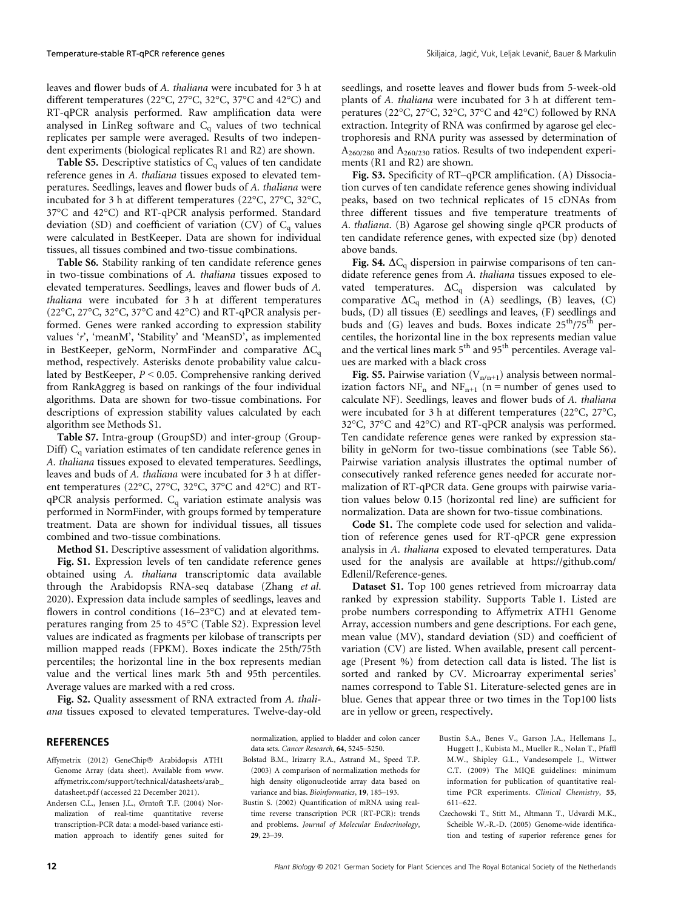leaves and flower buds of *A. thaliana* were incubated for 3 h at different temperatures (22°C, 27°C, 32°C, 37°C and 42°C) and RT-qPCR analysis performed. Raw amplification data were analysed in LinReg software and $C_q$ values of two technical replicates per sample were averaged. Results of two independent experiments (biological replicates R1 and R2) are shown.

**Table S5.** Descriptive statistics of $C_q$ values of ten candidate reference genes in *A. thaliana* tissues exposed to elevated temperatures. Seedlings, leaves and flower buds of *A. thaliana* were incubated for 3 h at different temperatures (22°C, 27°C, 32°C, 37°C and 42°C) and RT-qPCR analysis performed. Standard deviation (SD) and coefficient of variation (CV) of $C_q$ values were calculated in BestKeeper. Data are shown for individual tissues, all tissues combined and two-tissue combinations.

**Table S6.** Stability ranking of ten candidate reference genes in two-tissue combinations of *A. thaliana* tissues exposed to elevated temperatures. Seedlings, leaves and flower buds of *A. thaliana* were incubated for 3 h at different temperatures (22°C, 27°C, 32°C, 37°C and 42°C) and RT-qPCR analysis performed. Genes were ranked according to expression stability values '*r*', 'meanM', 'Stability' and 'MeanSD', as implemented in BestKeeper, geNorm, NormFinder and comparative $\Delta C_q$ method, respectively. Asterisks denote probability value calculated by BestKeeper, $P < 0.05$. Comprehensive ranking derived from RankAggreg is based on rankings of the four individual algorithms. Data are shown for two-tissue combinations. For descriptions of expression stability values calculated by each algorithm see Methods S1.

**Table S7.** Intra-group (GroupSD) and inter-group (GroupDiff) $C_q$ variation estimates of ten candidate reference genes in *A. thaliana* tissues exposed to elevated temperatures. Seedlings, leaves and buds of *A. thaliana* were incubated for 3 h at different temperatures (22°C, 27°C, 32°C, 37°C and 42°C) and RT-qPCR analysis performed. $C_q$ variation estimate analysis was performed in NormFinder, with groups formed by temperature treatment. Data are shown for individual tissues, all tissues combined and two-tissue combinations.

**Method S1.** Descriptive assessment of validation algorithms.

**Fig. S1.** Expression levels of ten candidate reference genes obtained using *A. thaliana* transcriptomic data available through the Arabidopsis RNA-seq database (Zhang *et al.* 2020). Expression data include samples of seedlings, leaves and flowers in control conditions (16–23°C) and at elevated temperatures ranging from 25 to 45°C (Table S2). Expression level values are indicated as fragments per kilobase of transcripts per million mapped reads (FPKM). Boxes indicate the 25th/75th percentiles; the horizontal line in the box represents median value and the vertical lines mark 5th and 95th percentiles. Average values are marked with a red cross.

**Fig. S2.** Quality assessment of RNA extracted from *A. thaliana* tissues exposed to elevated temperatures. Twelve-day-old seedlings, and rosette leaves and flower buds from 5-week-old plants of *A. thaliana* were incubated for 3 h at different temperatures (22°C, 27°C, 32°C, 37°C and 42°C) followed by RNA extraction. Integrity of RNA was confirmed by agarose gel electrophoresis and RNA purity was assessed by determination of $A_{260/280}$ and $A_{260/230}$ ratios. Results of two independent experiments (R1 and R2) are shown.

**Fig. S3.** Specificity of RT–qPCR amplification. (A) Dissociation curves of ten candidate reference genes showing individual peaks, based on two technical replicates of 15 cDNAs from three different tissues and five temperature treatments of *A. thaliana*. (B) Agarose gel showing single qPCR products of ten candidate reference genes, with expected size (bp) denoted above bands.

**Fig. S4.** $\Delta C_q$ dispersion in pairwise comparisons of ten candidate reference genes from *A. thaliana* tissues exposed to elevated temperatures. $\Delta C_q$ dispersion was calculated by comparative $\Delta C_q$ method in (A) seedlings, (B) leaves, (C) buds, (D) all tissues (E) seedlings and leaves, (F) seedlings and buds and (G) leaves and buds. Boxes indicate $25^{th}/75^{th}$ percentiles, the horizontal line in the box represents median value and the vertical lines mark $5^{th}$ and $95^{th}$ percentiles. Average values are marked with a black cross

**Fig. S5.** Pairwise variation ($V_{n/n+1}$) analysis between normalization factors $NF_n$ and $NF_{n+1}$ (n = number of genes used to calculate NF). Seedlings, leaves and flower buds of *A. thaliana* were incubated for 3 h at different temperatures (22°C, 27°C, 32°C, 37°C and 42°C) and RT-qPCR analysis was performed. Ten candidate reference genes were ranked by expression stability in geNorm for two-tissue combinations (see Table S6). Pairwise variation analysis illustrates the optimal number of consecutively ranked reference genes needed for accurate normalization of RT-qPCR data. Gene groups with pairwise variation values below 0.15 (horizontal red line) are sufficient for normalization. Data are shown for two-tissue combinations.

**Code S1.** The complete code used for selection and validation of reference genes used for RT-qPCR gene expression analysis in *A. thaliana* exposed to elevated temperatures. Data used for the analysis are available at https://github.com/Edlenil/Reference-genes.

**Dataset S1.** Top 100 genes retrieved from microarray data ranked by expression stability. Supports Table 1. Listed are probe numbers corresponding to Affymetrix ATH1 Genome Array, accession numbers and gene descriptions. For each gene, mean value (MV), standard deviation (SD) and coefficient of variation (CV) are listed. When available, present call percentage (Present %) from detection call data is listed. The list is sorted and ranked by CV. Microarray experimental series' names correspond to Table S1. Literature-selected genes are in blue. Genes that appear three or two times in the Top100 lists are in yellow or green, respectively.

## REFERENCES

Affymetrix (2012) GeneChip® Arabidopsis ATH1 Genome Array (data sheet). Available from www.affymetrix.com/support/technical/datasheets/arab_datasheet.pdf (accessed 22 December 2021).

Andersen C.L., Jensen J.L., Ørntoft T.F. (2004) Normalization of real-time quantitative reverse transcription-PCR data: a model-based variance estimation approach to identify genes suited for normalization, applied to bladder and colon cancer data sets. *Cancer Research*, **64**, 5245–5250.

Bolstad B.M., Irizarry R.A., Astrand M., Speed T.P. (2003) A comparison of normalization methods for high density oligonucleotide array data based on variance and bias. *Bioinformatics*, **19**, 185–193.

Bustin S. (2002) Quantification of mRNA using real-time reverse transcription PCR (RT-PCR): trends and problems. *Journal of Molecular Endocrinology*, **29**, 23–39.

Bustin S.A., Benes V., Garson J.A., Hellemans J., Huggett J., Kubista M., Mueller R., Nolan T., Pfaffl M.W., Shipley G.L., Vandesompele J., Wittwer C.T. (2009) The MIQE guidelines: minimum information for publication of quantitative real-time PCR experiments. *Clinical Chemistry*, **55**, 611–622.

Czechowski T., Stitt M., Altmann T., Udvardi M.K., Scheible W.-R.-D. (2005) Genome-wide identification and testing of superior reference genes for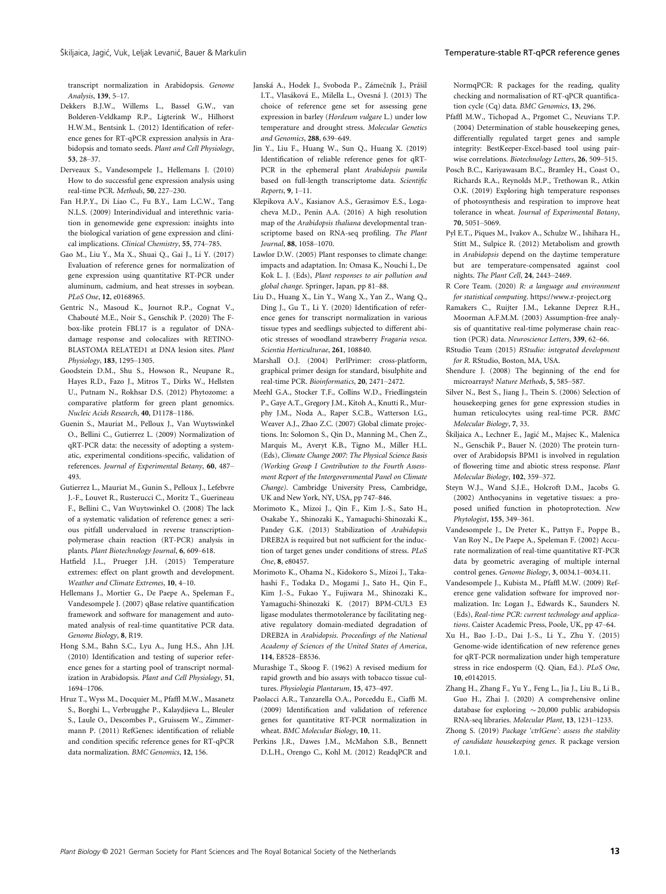transcript normalization in Arabidopsis. *Genome Analysis*, **139**, 5–17.

Dekkers B.J.W., Willems L., Bassel G.W., van Bolderen-Veldkamp R.P., Ligterink W., Hilhorst H.W.M., Bentsink L. (2012) Identification of reference genes for RT-qPCR expression analysis in Arabidopsis and tomato seeds. *Plant and Cell Physiology*, **53**, 28–37.

Derveaux S., Vandesompele J., Hellemans J. (2010) How to do successful gene expression analysis using real-time PCR. *Methods*, **50**, 227–230.

Fan H.P.Y., Di Liao C., Fu B.Y., Lam L.C.W., Tang N.L.S. (2009) Interindividual and interethnic variation in genomewide gene expression: insights into the biological variation of gene expression and clinical implications. *Clinical Chemistry*, **55**, 774–785.

Gao M., Liu Y., Ma X., Shuai Q., Gai J., Li Y. (2017) Evaluation of reference genes for normalization of gene expression using quantitative RT-PCR under aluminum, cadmium, and heat stresses in soybean. *PLoS One*, **12**, e0168965.

Gentric N., Masoud K., Journot R.P., Cognat V., Chabouté M.E., Noir S., Genschik P. (2020) The F-box-like protein FBL17 is a regulator of DNA-damage response and colocalizes with RETINOBLASTOMA RELATED1 at DNA lesion sites. *Plant Physiology*, **183**, 1295–1305.

Goodstein D.M., Shu S., Howson R., Neupane R., Hayes R.D., Fazo J., Mitros T., Dirks W., Hellsten U., Putnam N., Rokhsar D.S. (2012) Phytozome: a comparative platform for green plant genomics. *Nucleic Acids Research*, **40**, D1178–1186.

Guenin S., Mauriat M., Pelloux J., Van Wuytswinkel O., Bellini C., Gutierrez L. (2009) Normalization of qRT-PCR data: the necessity of adopting a systematic, experimental conditions-specific, validation of references. *Journal of Experimental Botany*, **60**, 487–493.

Gutierrez L., Mauriat M., Gunin S., Pelloux J., Lefebvre J.-F., Louvet R., Rusterucci C., Moritz T., Guerineau F., Bellini C., Van Wuytswinkel O. (2008) The lack of a systematic validation of reference genes: a serious pitfall undervalued in reverse transcription-polymerase chain reaction (RT-PCR) analysis in plants. *Plant Biotechnology Journal*, **6**, 609–618.

Hatfield J.L., Prueger J.H. (2015) Temperature extremes: effect on plant growth and development. *Weather and Climate Extremes*, **10**, 4–10.

Hellemans J., Mortier G., De Paepe A., Speleman F., Vandesompele J. (2007) qBase relative quantification framework and software for management and automated analysis of real-time quantitative PCR data. *Genome Biology*, **8**, R19.

Hong S.M., Bahn S.C., Lyu A., Jung H.S., Ahn J.H. (2010) Identification and testing of superior reference genes for a starting pool of transcript normalization in Arabidopsis. *Plant and Cell Physiology*, **51**, 1694–1706.

Hruz T., Wyss M., Docquier M., Pfaffl M.W., Masanetz S., Borghi L., Verbrugghe P., Kalaydjieva L., Bleuler S., Laule O., Descombes P., Gruissem W., Zimmermann P. (2011) RefGenes: identification of reliable and condition specific reference genes for RT-qPCR data normalization. *BMC Genomics*, **12**, 156.

Janská A., Hodek J., Svoboda P., Zámečník J., Prášil I.T., Vlasáková E., Milella L., Ovesná J. (2013) The choice of reference gene set for assessing gene expression in barley (*Hordeum vulgare* L.) under low temperature and drought stress. *Molecular Genetics and Genomics*, **288**, 639–649.

Jin Y., Liu F., Huang W., Sun Q., Huang X. (2019) Identification of reliable reference genes for qRT-PCR in the ephemeral plant *Arabidopsis pumila* based on full-length transcriptome data. *Scientific Reports*, **9**, 1–11.

Klepikova A.V., Kasianov A.S., Gerasimov E.S., Logacheva M.D., Penin A.A. (2016) A high resolution map of the *Arabidopsis thaliana* developmental transcriptome based on RNA-seq profiling. *The Plant Journal*, **88**, 1058–1070.

Lawlor D.W. (2005) Plant responses to climate change: impacts and adaptation. In: Omasa K., Nouchi I., De Kok L. J. (Eds), *Plant responses to air pollution and global change*. Springer, Japan, pp 81–88.

Liu D., Huang X., Lin Y., Wang X., Yan Z., Wang Q., Ding J., Gu T., Li Y. (2020) Identification of reference genes for transcript normalization in various tissue types and seedlings subjected to different abiotic stresses of woodland strawberry *Fragaria vesca*. *Scientia Horticulturae*, **261**, 108840.

Marshall O.J. (2004) PerlPrimer: cross-platform, graphical primer design for standard, bisulphite and real-time PCR. *Bioinformatics*, **20**, 2471–2472.

Meehl G.A., Stocker T.F., Collins W.D., Friedlingstein P., Gaye A.T., Gregory J.M., Kitoh A., Knutti R., Murphy J.M., Noda A., Raper S.C.B., Watterson I.G., Weaver A.J., Zhao Z.C. (2007) Global climate projections. In: Solomon S., Qin D., Manning M., Chen Z., Marquis M., Averyt K.B., Tigno M., Miller H.L. (Eds), *Climate Change 2007: The Physical Science Basis (Working Group I Contribution to the Fourth Assessment Report of the Intergovernmental Panel on Climate Change)*. Cambridge University Press, Cambridge, UK and New York, NY, USA, pp 747–846.

Morimoto K., Mizoi J., Qin F., Kim J.-S., Sato H., Osakabe Y., Shinozaki K., Yamaguchi-Shinozaki K., Pandey G.K. (2013) Stabilization of *Arabidopsis* DREB2A is required but not sufficient for the induction of target genes under conditions of stress. *PLoS One*, **8**, e80457.

Morimoto K., Ohama N., Kidokoro S., Mizoi J., Takahashi F., Todaka D., Mogami J., Sato H., Qin F., Kim J.-S., Fukao Y., Fujiwara M., Shinozaki K., Yamaguchi-Shinozaki K. (2017) BPM-CUL3 E3 ligase modulates thermotolerance by facilitating negative regulatory domain-mediated degradation of DREB2A in *Arabidopsis*. *Proceedings of the National Academy of Sciences of the United States of America*, **114**, E8528–E8536.

Murashige T., Skoog F. (1962) A revised medium for rapid growth and bio assays with tobacco tissue cultures. *Physiologia Plantarum*, **15**, 473–497.

Paolacci A.R., Tanzarella O.A., Porceddu E., Ciaffi M. (2009) Identification and validation of reference genes for quantitative RT-PCR normalization in wheat. *BMC Molecular Biology*, **10**, 11.

Perkins J.R., Dawes J.M., McMahon S.B., Bennett D.L.H., Orengo C., Kohl M. (2012) ReadqPCR and NormqPCR: R packages for the reading, quality checking and normalisation of RT-qPCR quantification cycle (Cq) data. *BMC Genomics*, **13**, 296.

Pfaffl M.W., Tichopad A., Prgomet C., Neuvians T.P. (2004) Determination of stable housekeeping genes, differentially regulated target genes and sample integrity: BestKeeper-Excel-based tool using pair-wise correlations. *Biotechnology Letters*, **26**, 509–515.

Posch B.C., Kariyawasam B.C., Bramley H., Coast O., Richards R.A., Reynolds M.P., Trethowan R., Atkin O.K. (2019) Exploring high temperature responses of photosynthesis and respiration to improve heat tolerance in wheat. *Journal of Experimental Botany*, **70**, 5051–5069.

Pyl E.T., Piques M., Ivakov A., Schulze W., Ishihara H., Stitt M., Sulpice R. (2012) Metabolism and growth in *Arabidopsis* depend on the daytime temperature but are temperature-compensated against cool nights. *The Plant Cell*, **24**, 2443–2469.

R Core Team. (2020) *R: a language and environment for statistical computing*. https://www.r-project.org

Ramakers C., Ruijter J.M., Lekanne Deprez R.H., Moorman A.F.M.M. (2003) Assumption-free analysis of quantitative real-time polymerase chain reaction (PCR) data. *Neuroscience Letters*, **339**, 62–66.

RStudio Team (2015) *RStudio: integrated development for R*. RStudio, Boston, MA, USA.

Shendure J. (2008) The beginning of the end for microarrays? *Nature Methods*, **5**, 585–587.

Silver N., Best S., Jiang J., Thein S. (2006) Selection of housekeeping genes for gene expression studies in human reticulocytes using real-time PCR. *BMC Molecular Biology*, **7**, 33.

Škiljaica A., Lechner E., Jagić M., Majsec K., Malenica N., Genschik P., Bauer N. (2020) The protein turnover of Arabidopsis BPM1 is involved in regulation of flowering time and abiotic stress response. *Plant Molecular Biology*, **102**, 359–372.

Steyn W.J., Wand S.J.E., Holcroft D.M., Jacobs G. (2002) Anthocyanins in vegetative tissues: a proposed unified function in photoprotection. *New Phytologist*, **155**, 349–361.

Vandesompele J., De Preter K., Pattyn F., Poppe B., Van Roy N., De Paepe A., Speleman F. (2002) Accurate normalization of real-time quantitative RT-PCR data by geometric averaging of multiple internal control genes. *Genome Biology*, **3**, 0034.1–0034.11.

Vandesompele J., Kubista M., Pfaffl M.W. (2009) Reference gene validation software for improved normalization. In: Logan J., Edwards K., Saunders N. (Eds), *Real-time PCR: current technology and applications*. Caister Academic Press, Poole, UK, pp 47–64.

Xu H., Bao J.-D., Dai J.-S., Li Y., Zhu Y. (2015) Genome-wide identification of new reference genes for qRT-PCR normalization under high temperature stress in rice endosperm (Q. Qian, Ed.). *PLoS One*, **10**, e0142015.

Zhang H., Zhang F., Yu Y., Feng L., Jia J., Liu B., Li B., Guo H., Zhai J. (2020) A comprehensive online database for exploring ~20,000 public arabidopsis RNA-seq libraries. *Molecular Plant*, **13**, 1231–1233.

Zhong S. (2019) *Package 'ctrlGene': assess the stability of candidate housekeeping genes*. R package version 1.0.1.